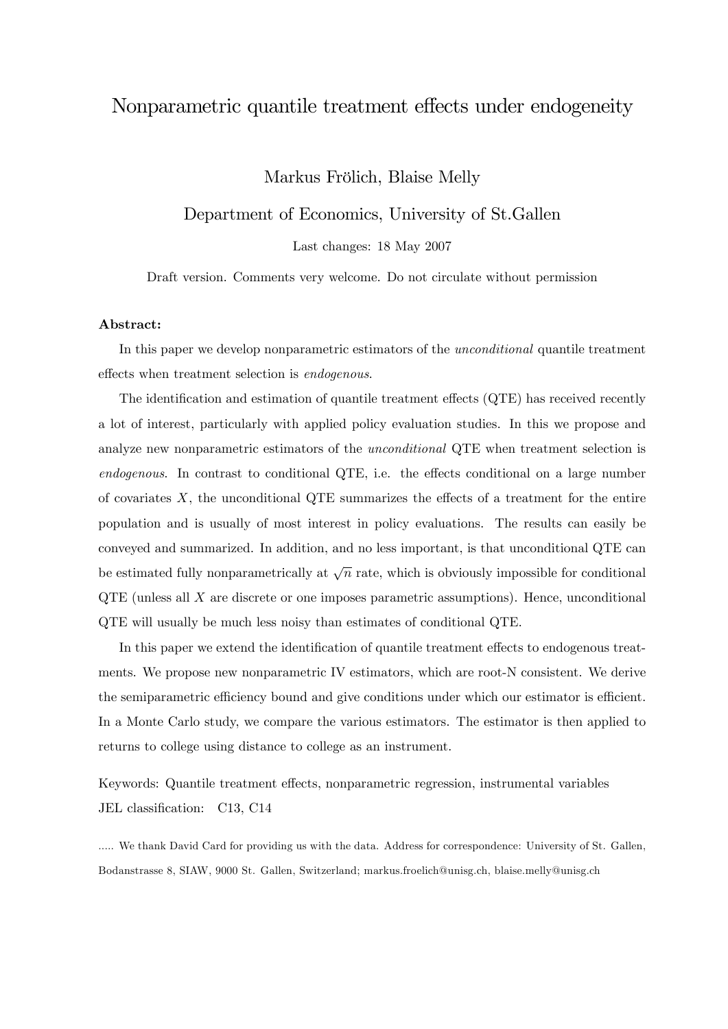# Nonparametric quantile treatment effects under endogeneity

Markus Frölich, Blaise Melly

Department of Economics, University of St.Gallen

Last changes: 18 May 2007

Draft version. Comments very welcome. Do not circulate without permission

**Abstract:**

In this paper we develop nonparametric estimators of the *unconditional* quantile treatment effects when treatment selection is *endogenous*.

The identification and estimation of quantile treatment effects (QTE) has received recently a lot of interest, particularly with applied policy evaluation studies. In this we propose and analyze new nonparametric estimators of the *unconditional* QTE when treatment selection is *endogenous*. In contrast to conditional QTE, i.e. the effects conditional on a large number of covariates $X$, the unconditional QTE summarizes the effects of a treatment for the entire population and is usually of most interest in policy evaluations. The results can easily be conveyed and summarized. In addition, and no less important, is that unconditional QTE can be estimated fully nonparametrically at $\sqrt{n}$ rate, which is obviously impossible for conditional QTE (unless all $X$ are discrete or one imposes parametric assumptions). Hence, unconditional QTE will usually be much less noisy than estimates of conditional QTE.

In this paper we extend the identification of quantile treatment effects to endogenous treatments. We propose new nonparametric IV estimators, which are root-N consistent. We derive the semiparametric efficiency bound and give conditions under which our estimator is efficient. In a Monte Carlo study, we compare the various estimators. The estimator is then applied to returns to college using distance to college as an instrument.

Keywords: Quantile treatment effects, nonparametric regression, instrumental variables
JEL classification: C13, C14

..... We thank David Card for providing us with the data. Address for correspondence: University of St. Gallen, Bodanstrasse 8, SIAW, 9000 St. Gallen, Switzerland; markus.froelich@unisg.ch, blaise.melly@unisg.ch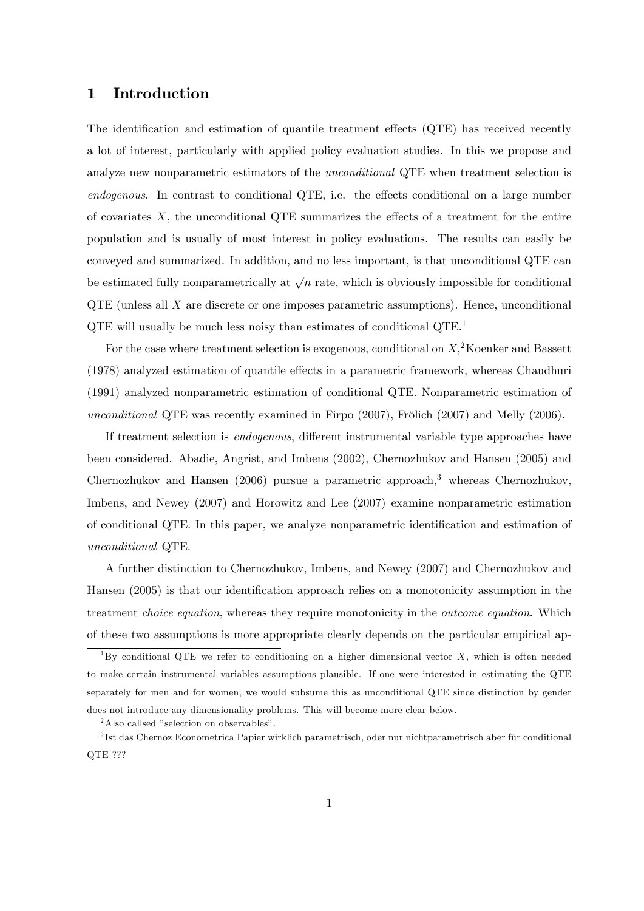# 1 Introduction

The identification and estimation of quantile treatment effects (QTE) has received recently a lot of interest, particularly with applied policy evaluation studies. In this we propose and analyze new nonparametric estimators of the *unconditional* QTE when treatment selection is *endogenous*. In contrast to conditional QTE, i.e. the effects conditional on a large number of covariates $X$, the unconditional QTE summarizes the effects of a treatment for the entire population and is usually of most interest in policy evaluations. The results can easily be conveyed and summarized. In addition, and no less important, is that unconditional QTE can be estimated fully nonparametrically at $\sqrt{n}$ rate, which is obviously impossible for conditional QTE (unless all $X$ are discrete or one imposes parametric assumptions). Hence, unconditional QTE will usually be much less noisy than estimates of conditional QTE.[1]

For the case where treatment selection is exogenous, conditional on $X$,[2] Koenker and Bassett (1978) analyzed estimation of quantile effects in a parametric framework, whereas Chaudhuri (1991) analyzed nonparametric estimation of conditional QTE. Nonparametric estimation of *unconditional* QTE was recently examined in Firpo (2007), Frölich (2007) and Melly (2006)**.**

If treatment selection is *endogenous*, different instrumental variable type approaches have been considered. Abadie, Angrist, and Imbens (2002), Chernozhukov and Hansen (2005) and Chernozhukov and Hansen (2006) pursue a parametric approach,[3] whereas Chernozhukov, Imbens, and Newey (2007) and Horowitz and Lee (2007) examine nonparametric estimation of conditional QTE. In this paper, we analyze nonparametric identification and estimation of *unconditional* QTE.

A further distinction to Chernozhukov, Imbens, and Newey (2007) and Chernozhukov and Hansen (2005) is that our identification approach relies on a monotonicity assumption in the treatment *choice equation*, whereas they require monotonicity in the *outcome equation*. Which of these two assumptions is more appropriate clearly depends on the particular empirical ap-

[1] By conditional QTE we refer to conditioning on a higher dimensional vector $X$, which is often needed to make certain instrumental variables assumptions plausible. If one were interested in estimating the QTE separately for men and for women, we would subsume this as unconditional QTE since distinction by gender does not introduce any dimensionality problems. This will become more clear below.

[2] Also callsed "selection on observables".

[3] Ist das Chernoz Econometrica Papier wirklich parametrisch, oder nur nichtparametrisch aber für conditional QTE ???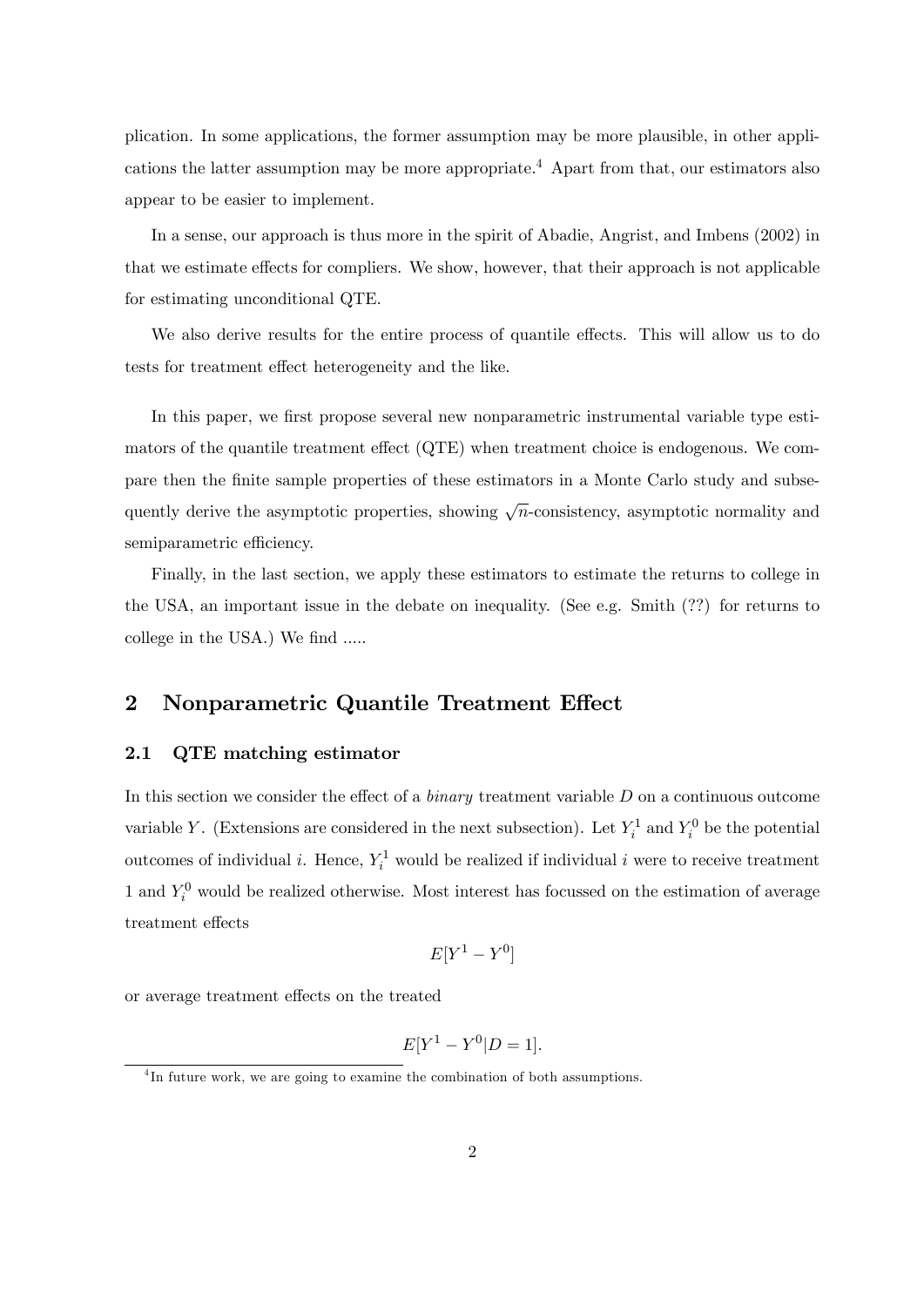plication. In some applications, the former assumption may be more plausible, in other applications the latter assumption may be more appropriate.[4] Apart from that, our estimators also appear to be easier to implement.

In a sense, our approach is thus more in the spirit of Abadie, Angrist, and Imbens (2002) in that we estimate effects for compliers. We show, however, that their approach is not applicable for estimating unconditional QTE.

We also derive results for the entire process of quantile effects. This will allow us to do tests for treatment effect heterogeneity and the like.

In this paper, we first propose several new nonparametric instrumental variable type estimators of the quantile treatment effect (QTE) when treatment choice is endogenous. We compare then the finite sample properties of these estimators in a Monte Carlo study and subsequently derive the asymptotic properties, showing $\sqrt{n}$-consistency, asymptotic normality and semiparametric efficiency.

Finally, in the last section, we apply these estimators to estimate the returns to college in the USA, an important issue in the debate on inequality. (See e.g. Smith (??) for returns to college in the USA.) We find .....

## 2 Nonparametric Quantile Treatment Effect

### 2.1 QTE matching estimator

In this section we consider the effect of a *binary* treatment variable $D$ on a continuous outcome variable $Y$. (Extensions are considered in the next subsection). Let $Y_i^1$ and $Y_i^0$ be the potential outcomes of individual $i$. Hence, $Y_i^1$ would be realized if individual $i$ were to receive treatment 1 and $Y_i^0$ would be realized otherwise. Most interest has focussed on the estimation of average treatment effects

$$E[Y^1 - Y^0]$$

or average treatment effects on the treated

$$E[Y^1 - Y^0|D = 1].$$

[4] In future work, we are going to examine the combination of both assumptions.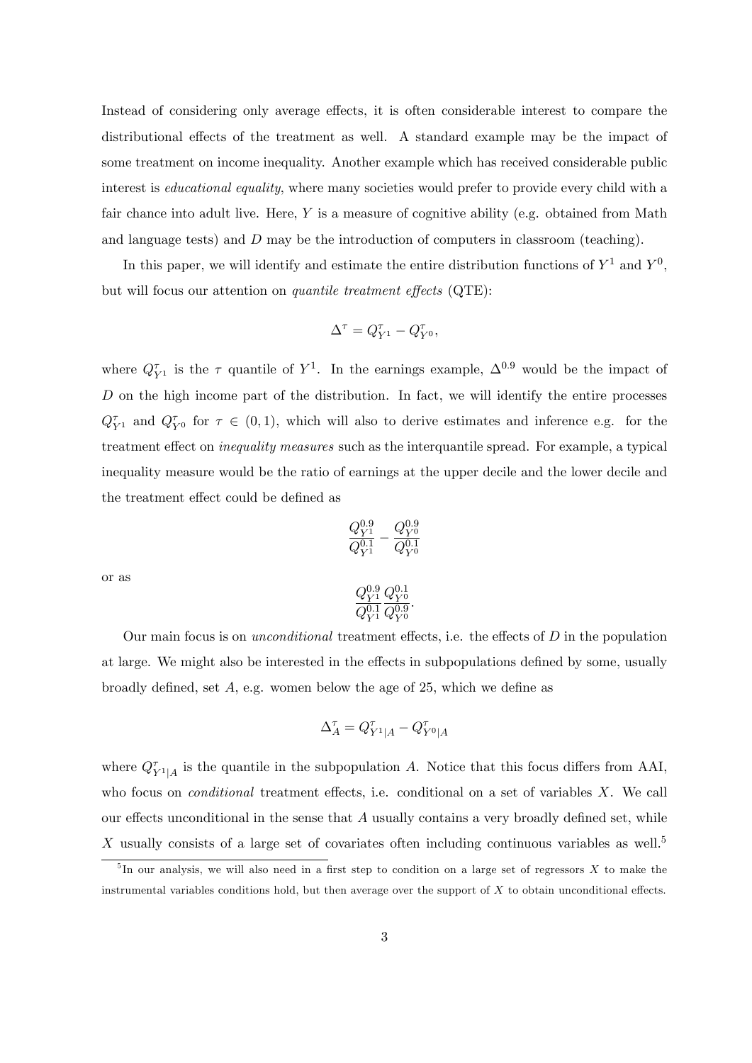Instead of considering only average effects, it is often considerable interest to compare the distributional effects of the treatment as well. A standard example may be the impact of some treatment on income inequality. Another example which has received considerable public interest is *educational equality*, where many societies would prefer to provide every child with a fair chance into adult live. Here, $Y$ is a measure of cognitive ability (e.g. obtained from Math and language tests) and $D$ may be the introduction of computers in classroom (teaching).

In this paper, we will identify and estimate the entire distribution functions of $Y^1$ and $Y^0$, but will focus our attention on *quantile treatment effects* (QTE):

$$\Delta^\tau = Q^\tau_{Y^1} - Q^\tau_{Y^0},$$

where $Q^\tau_{Y^1}$ is the $\tau$ quantile of $Y^1$. In the earnings example, $\Delta^{0.9}$ would be the impact of $D$ on the high income part of the distribution. In fact, we will identify the entire processes $Q^\tau_{Y^1}$ and $Q^\tau_{Y^0}$ for $\tau \in (0,1)$, which will also to derive estimates and inference e.g. for the treatment effect on *inequality measures* such as the interquantile spread. For example, a typical inequality measure would be the ratio of earnings at the upper decile and the lower decile and the treatment effect could be defined as

$$\frac{Q^{0.9}_{Y^1}}{Q^{0.1}_{Y^1}} - \frac{Q^{0.9}_{Y^0}}{Q^{0.1}_{Y^0}}$$

or as

$$\frac{Q^{0.9}_{Y^1}}{Q^{0.1}_{Y^1}} \frac{Q^{0.1}_{Y^0}}{Q^{0.9}_{Y^0}}.$$

Our main focus is on *unconditional* treatment effects, i.e. the effects of $D$ in the population at large. We might also be interested in the effects in subpopulations defined by some, usually broadly defined, set $A$, e.g. women below the age of 25, which we define as

$$\Delta^\tau_A = Q^\tau_{Y^1|A} - Q^\tau_{Y^0|A}$$

where $Q^\tau_{Y^1|A}$ is the quantile in the subpopulation $A$. Notice that this focus differs from AAI, who focus on *conditional* treatment effects, i.e. conditional on a set of variables $X$. We call our effects unconditional in the sense that $A$ usually contains a very broadly defined set, while $X$ usually consists of a large set of covariates often including continuous variables as well.[5]

[5] In our analysis, we will also need in a first step to condition on a large set of regressors $X$ to make the instrumental variables conditions hold, but then average over the support of $X$ to obtain unconditional effects.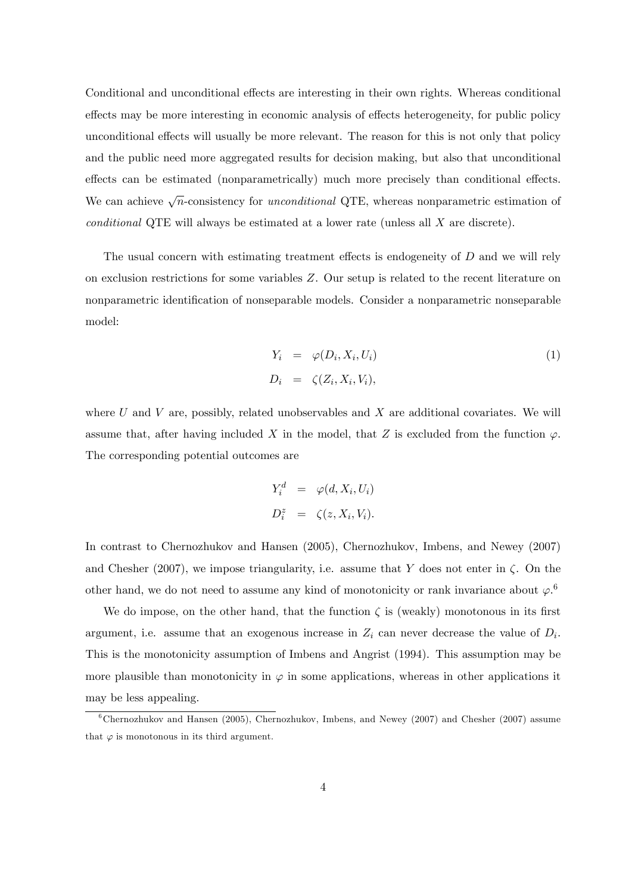Conditional and unconditional effects are interesting in their own rights. Whereas conditional effects may be more interesting in economic analysis of effects heterogeneity, for public policy unconditional effects will usually be more relevant. The reason for this is not only that policy and the public need more aggregated results for decision making, but also that unconditional effects can be estimated (nonparametrically) much more precisely than conditional effects. We can achieve $\sqrt{n}$-consistency for *unconditional* QTE, whereas nonparametric estimation of *conditional* QTE will always be estimated at a lower rate (unless all $X$ are discrete).

The usual concern with estimating treatment effects is endogeneity of $D$ and we will rely on exclusion restrictions for some variables $Z$. Our setup is related to the recent literature on nonparametric identification of nonseparable models. Consider a nonparametric nonseparable model:

$$
\begin{aligned}
Y_i &= \varphi(D_i, X_i, U_i) \\
D_i &= \zeta(Z_i, X_i, V_i),
\end{aligned}
\tag{1}
$$

where $U$ and $V$ are, possibly, related unobservables and $X$ are additional covariates. We will assume that, after having included $X$ in the model, that $Z$ is excluded from the function $\varphi$. The corresponding potential outcomes are

$$
\begin{aligned}
Y_i^d &= \varphi(d, X_i, U_i) \\
D_i^z &= \zeta(z, X_i, V_i).
\end{aligned}
$$

In contrast to Chernozhukov and Hansen (2005), Chernozhukov, Imbens, and Newey (2007) and Chesher (2007), we impose triangularity, i.e. assume that $Y$ does not enter in $\zeta$. On the other hand, we do not need to assume any kind of monotonicity or rank invariance about $\varphi$.[6]

We do impose, on the other hand, that the function $\zeta$ is (weakly) monotonous in its first argument, i.e. assume that an exogenous increase in $Z_i$ can never decrease the value of $D_i$. This is the monotonicity assumption of Imbens and Angrist (1994). This assumption may be more plausible than monotonicity in $\varphi$ in some applications, whereas in other applications it may be less appealing.

[6] Chernozhukov and Hansen (2005), Chernozhukov, Imbens, and Newey (2007) and Chesher (2007) assume that $\varphi$ is monotonous in its third argument.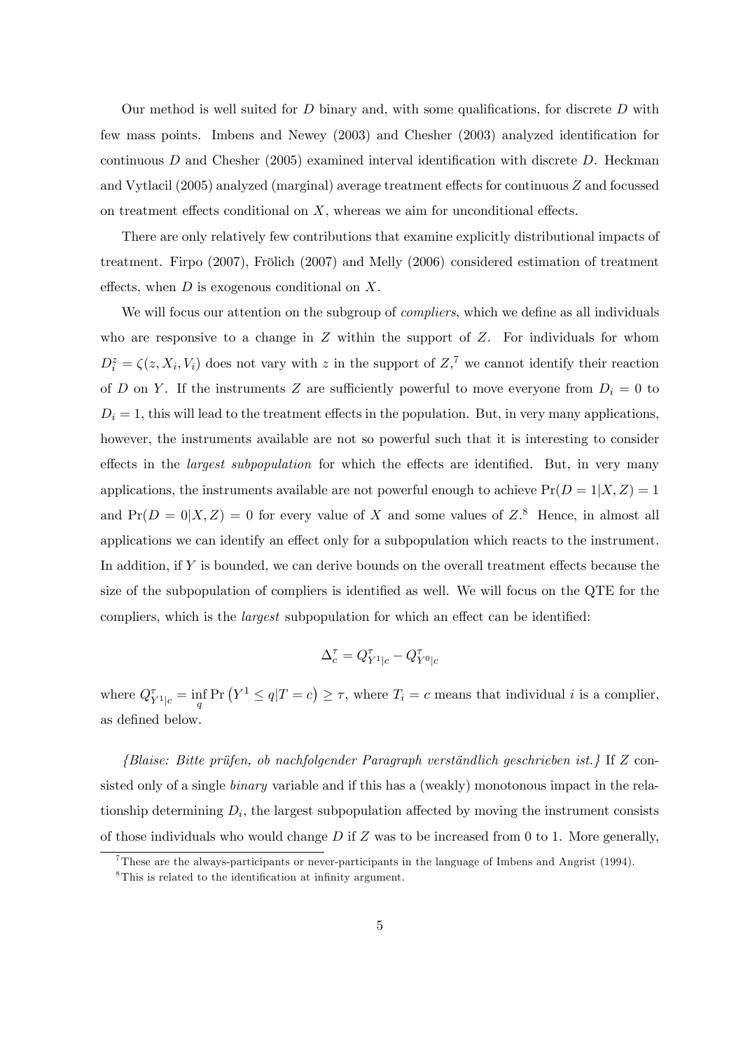Our method is well suited for $D$ binary and, with some qualifications, for discrete $D$ with few mass points. Imbens and Newey (2003) and Chesher (2003) analyzed identification for continuous $D$ and Chesher (2005) examined interval identification with discrete $D$. Heckman and Vytlacil (2005) analyzed (marginal) average treatment effects for continuous $Z$ and focussed on treatment effects conditional on $X$, whereas we aim for unconditional effects.

There are only relatively few contributions that examine explicitly distributional impacts of treatment. Firpo (2007), Frölich (2007) and Melly (2006) considered estimation of treatment effects, when $D$ is exogenous conditional on $X$.

We will focus our attention on the subgroup of *compliers*, which we define as all individuals who are responsive to a change in $Z$ within the support of $Z$. For individuals for whom $D_i^z = \zeta(z, X_i, V_i)$ does not vary with $z$ in the support of $Z$,[7] we cannot identify their reaction of $D$ on $Y$. If the instruments $Z$ are sufficiently powerful to move everyone from $D_i = 0$ to $D_i = 1$, this will lead to the treatment effects in the population. But, in very many applications, however, the instruments available are not so powerful such that it is interesting to consider effects in the *largest subpopulation* for which the effects are identified. But, in very many applications, the instruments available are not powerful enough to achieve $\Pr(D = 1|X, Z) = 1$ and $\Pr(D = 0|X, Z) = 0$ for every value of $X$ and some values of $Z$.[8] Hence, in almost all applications we can identify an effect only for a subpopulation which reacts to the instrument. In addition, if $Y$ is bounded, we can derive bounds on the overall treatment effects because the size of the subpopulation of compliers is identified as well. We will focus on the QTE for the compliers, which is the *largest* subpopulation for which an effect can be identified:

$$\Delta_c^\tau = Q_{Y^1|c}^\tau - Q_{Y^0|c}^\tau$$

where $Q_{Y^1|c}^\tau = \inf_q \Pr\left(Y^1 \leq q | T = c\right) \geq \tau$, where $T_i = c$ means that individual $i$ is a complier, as defined below.

*{Blaise: Bitte prüfen, ob nachfolgender Paragraph verständlich geschrieben ist.}* If $Z$ consisted only of a single *binary* variable and if this has a (weakly) monotonous impact in the relationship determining $D_i$, the largest subpopulation affected by moving the instrument consists of those individuals who would change $D$ if $Z$ was to be increased from 0 to 1. More generally,

[7] These are the always-participants or never-participants in the language of Imbens and Angrist (1994).

[8] This is related to the identification at infinity argument.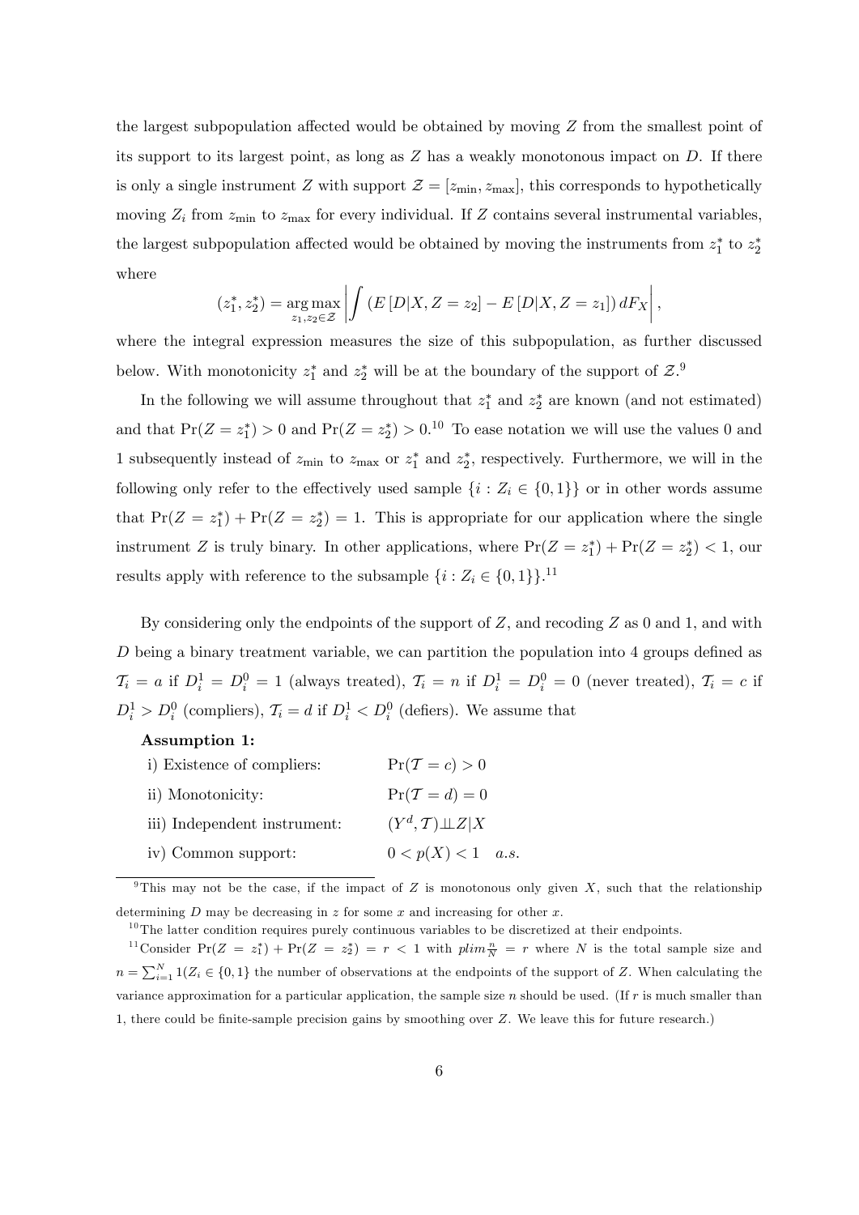the largest subpopulation affected would be obtained by moving $Z$ from the smallest point of its support to its largest point, as long as $Z$ has a weakly monotonous impact on $D$. If there is only a single instrument $Z$ with support $\mathcal{Z} = [z_{\min}, z_{\max}]$, this corresponds to hypothetically moving $Z_i$ from $z_{\min}$ to $z_{\max}$ for every individual. If $Z$ contains several instrumental variables, the largest subpopulation affected would be obtained by moving the instruments from $z_1^*$ to $z_2^*$ where

$$(z_1^*, z_2^*) = \underset{z_1, z_2 \in \mathcal{Z}}{\arg\max} \left| \int \left( E\left[D|X, Z = z_2\right] - E\left[D|X, Z = z_1\right] \right) dF_X \right|,$$

where the integral expression measures the size of this subpopulation, as further discussed below. With monotonicity $z_1^*$ and $z_2^*$ will be at the boundary of the support of $\mathcal{Z}$.[9]

In the following we will assume throughout that $z_1^*$ and $z_2^*$ are known (and not estimated) and that $\Pr(Z = z_1^*) > 0$ and $\Pr(Z = z_2^*) > 0$.[10] To ease notation we will use the values 0 and 1 subsequently instead of $z_{\min}$ to $z_{\max}$ or $z_1^*$ and $z_2^*$, respectively. Furthermore, we will in the following only refer to the effectively used sample $\{i : Z_i \in \{0, 1\}\}$ or in other words assume that $\Pr(Z = z_1^*) + \Pr(Z = z_2^*) = 1$. This is appropriate for our application where the single instrument $Z$ is truly binary. In other applications, where $\Pr(Z = z_1^*) + \Pr(Z = z_2^*) < 1$, our results apply with reference to the subsample $\{i : Z_i \in \{0, 1\}\}$.[11]

By considering only the endpoints of the support of $Z$, and recoding $Z$ as 0 and 1, and with $D$ being a binary treatment variable, we can partition the population into 4 groups defined as $\mathcal{T}_i = a$ if $D_i^1 = D_i^0 = 1$ (always treated), $\mathcal{T}_i = n$ if $D_i^1 = D_i^0 = 0$ (never treated), $\mathcal{T}_i = c$ if $D_i^1 > D_i^0$ (compliers), $\mathcal{T}_i = d$ if $D_i^1 < D_i^0$ (defiers). We assume that

**Assumption 1:**

| | |
|---|---|
| i) Existence of compliers: | $\Pr(\mathcal{T} = c) > 0$ |
| ii) Monotonicity: | $\Pr(\mathcal{T} = d) = 0$ |
| iii) Independent instrument: | $(Y^d, \mathcal{T}) \perp\!\!\!\perp Z \vert X$ |
| iv) Common support: | $0 < p(X) < 1 \quad a.s.$ |

[9] This may not be the case, if the impact of $Z$ is monotonous only given $X$, such that the relationship determining $D$ may be decreasing in $z$ for some $x$ and increasing for other $x$.

[10] The latter condition requires purely continuous variables to be discretized at their endpoints.

[11] Consider $\Pr(Z = z_1^*) + \Pr(Z = z_2^*) = r < 1$ with $plim \frac{n}{N} = r$ where $N$ is the total sample size and $n = \sum_{i=1}^{N} 1(Z_i \in \{0, 1\}$ the number of observations at the endpoints of the support of $Z$. When calculating the variance approximation for a particular application, the sample size $n$ should be used. (If $r$ is much smaller than 1, there could be finite-sample precision gains by smoothing over $Z$. We leave this for future research.)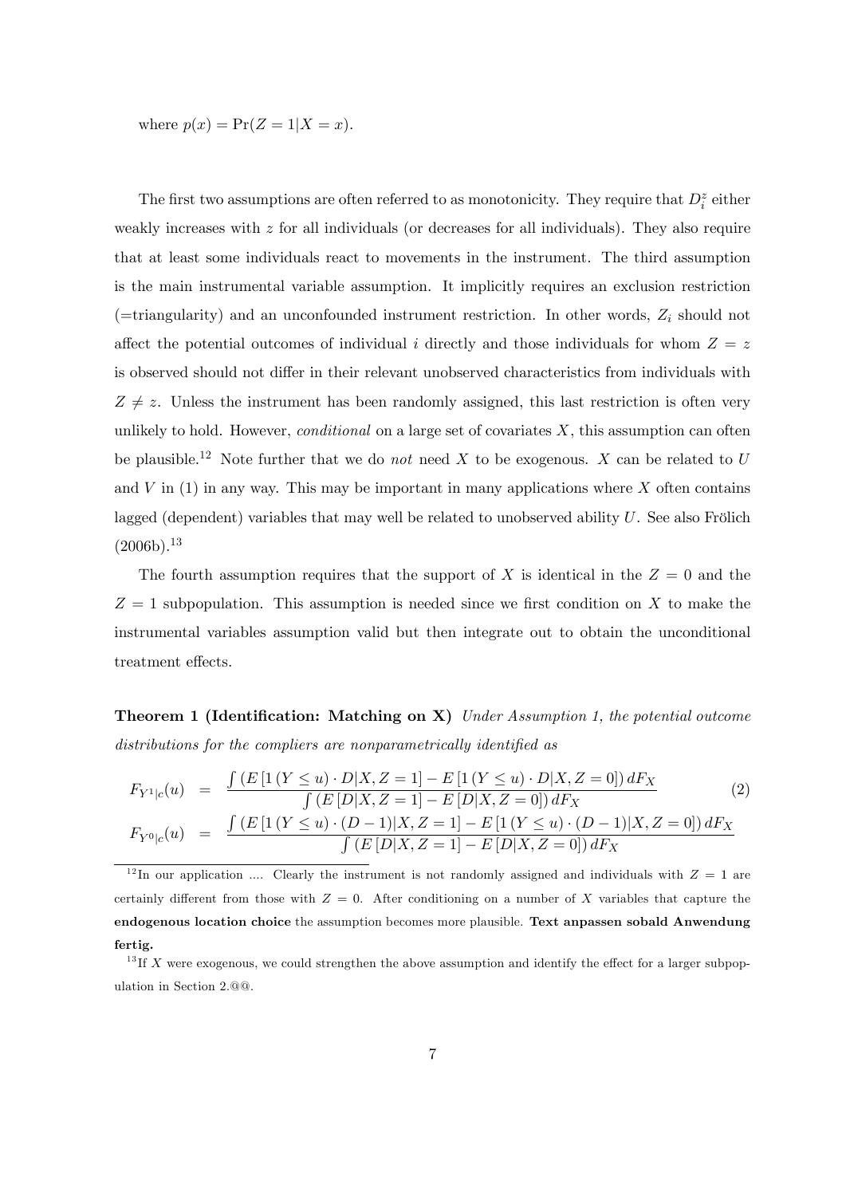where $p(x) = \Pr(Z = 1|X = x)$.

The first two assumptions are often referred to as monotonicity. They require that $D_i^z$ either weakly increases with $z$ for all individuals (or decreases for all individuals). They also require that at least some individuals react to movements in the instrument. The third assumption is the main instrumental variable assumption. It implicitly requires an exclusion restriction (=triangularity) and an unconfounded instrument restriction. In other words, $Z_i$ should not affect the potential outcomes of individual $i$ directly and those individuals for whom $Z = z$ is observed should not differ in their relevant unobserved characteristics from individuals with $Z \neq z$. Unless the instrument has been randomly assigned, this last restriction is often very unlikely to hold. However, *conditional* on a large set of covariates $X$, this assumption can often be plausible.[12] Note further that we do *not* need $X$ to be exogenous. $X$ can be related to $U$ and $V$ in (1) in any way. This may be important in many applications where $X$ often contains lagged (dependent) variables that may well be related to unobserved ability $U$. See also Frölich (2006b).[13]

The fourth assumption requires that the support of $X$ is identical in the $Z = 0$ and the $Z = 1$ subpopulation. This assumption is needed since we first condition on $X$ to make the instrumental variables assumption valid but then integrate out to obtain the unconditional treatment effects.

**Theorem 1 (Identification: Matching on X)** *Under Assumption 1, the potential outcome distributions for the compliers are nonparametrically identified as*

$$
\begin{aligned}
F_{Y^1|c}(u) &= \frac{\int \left( E\left[1\left(Y \leq u\right) \cdot D|X, Z=1\right] - E\left[1\left(Y \leq u\right) \cdot D|X, Z=0\right]\right) dF_X}{\int \left( E\left[D|X, Z=1\right] - E\left[D|X, Z=0\right]\right) dF_X} \\
F_{Y^0|c}(u) &= \frac{\int \left( E\left[1\left(Y \leq u\right) \cdot (D-1)|X, Z=1\right] - E\left[1\left(Y \leq u\right) \cdot (D-1)|X, Z=0\right]\right) dF_X}{\int \left( E\left[D|X, Z=1\right] - E\left[D|X, Z=0\right]\right) dF_X}
\end{aligned} \tag{2}
$$

[12] In our application .... Clearly the instrument is not randomly assigned and individuals with $Z = 1$ are certainly different from those with $Z = 0$. After conditioning on a number of $X$ variables that capture the **endogenous location choice** the assumption becomes more plausible. **Text anpassen sobald Anwendung fertig.**

[13] If $X$ were exogenous, we could strengthen the above assumption and identify the effect for a larger subpopulation in Section 2.@@.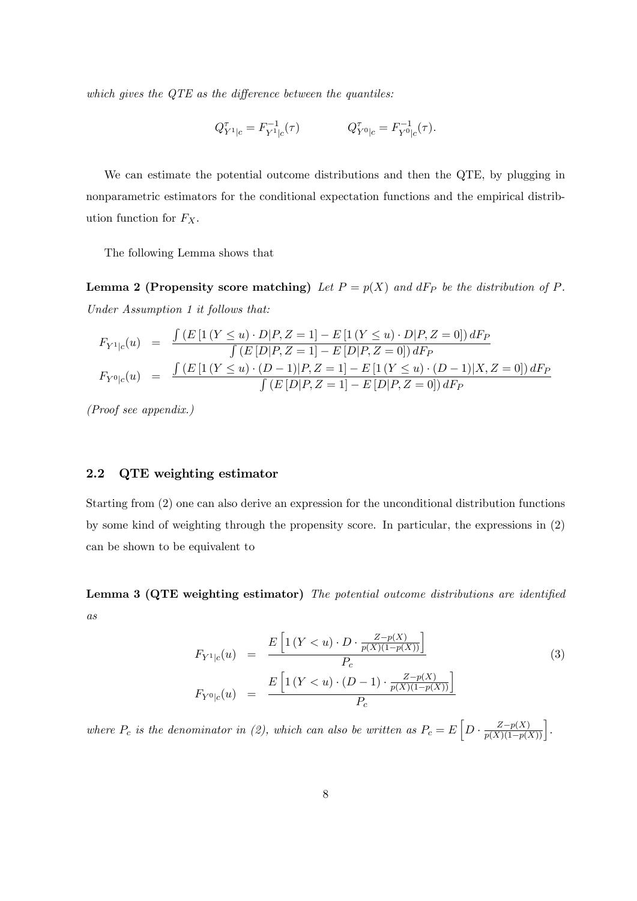*which gives the QTE as the difference between the quantiles:*

$$Q^{\tau}_{Y^1|c} = F^{-1}_{Y^1|c}(\tau) \qquad\qquad Q^{\tau}_{Y^0|c} = F^{-1}_{Y^0|c}(\tau).$$

We can estimate the potential outcome distributions and then the QTE, by plugging in nonparametric estimators for the conditional expectation functions and the empirical distribution function for $F_X$.

The following Lemma shows that

**Lemma 2 (Propensity score matching)** *Let $P = p(X)$ and $dF_P$ be the distribution of $P$. Under Assumption 1 it follows that:*

$$\begin{aligned}
F_{Y^1|c}(u) &= \frac{\int \left(E\left[1\left(Y \leq u\right) \cdot D|P, Z=1\right] - E\left[1\left(Y \leq u\right) \cdot D|P, Z=0\right]\right) dF_P}{\int \left(E\left[D|P, Z=1\right] - E\left[D|P, Z=0\right]\right) dF_P} \\
F_{Y^0|c}(u) &= \frac{\int \left(E\left[1\left(Y \leq u\right) \cdot (D-1)|P, Z=1\right] - E\left[1\left(Y \leq u\right) \cdot (D-1)|X, Z=0\right]\right) dF_P}{\int \left(E\left[D|P, Z=1\right] - E\left[D|P, Z=0\right]\right) dF_P}
\end{aligned}$$

*(Proof see appendix.)*

## 2.2 QTE weighting estimator

Starting from (2) one can also derive an expression for the unconditional distribution functions by some kind of weighting through the propensity score. In particular, the expressions in (2) can be shown to be equivalent to

**Lemma 3 (QTE weighting estimator)** *The potential outcome distributions are identified as*

$$\begin{aligned}
F_{Y^1|c}(u) &= \frac{E\left[1\left(Y < u\right) \cdot D \cdot \frac{Z-p(X)}{p(X)(1-p(X))}\right]}{P_c} \\
F_{Y^0|c}(u) &= \frac{E\left[1\left(Y < u\right) \cdot (D-1) \cdot \frac{Z-p(X)}{p(X)(1-p(X))}\right]}{P_c}
\end{aligned} \tag{3}$$

*where $P_c$ is the denominator in (2), which can also be written as $P_c = E\left[D \cdot \frac{Z-p(X)}{p(X)(1-p(X))}\right]$.*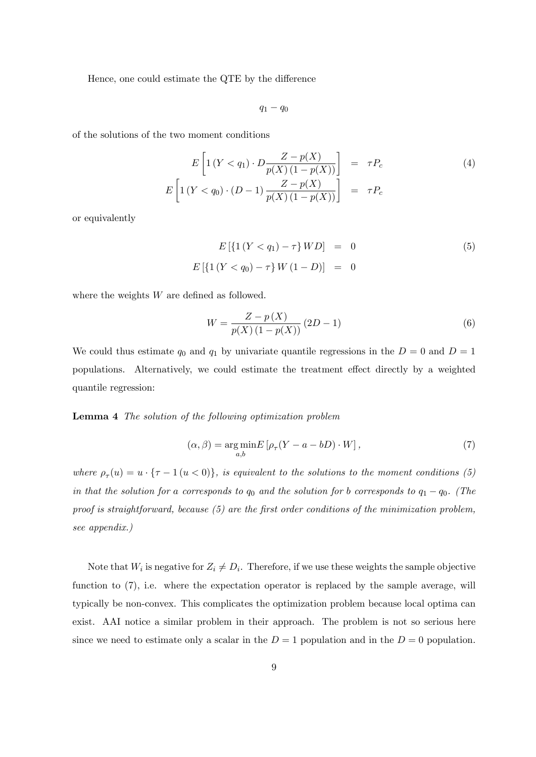Hence, one could estimate the QTE by the difference

$$q_1 - q_0$$

of the solutions of the two moment conditions

$$
\begin{aligned}
E\left[1\left(Y < q_1\right) \cdot D \frac{Z - p(X)}{p(X)\left(1 - p(X)\right)}\right] &= \tau P_c \\
E\left[1\left(Y < q_0\right) \cdot \left(D - 1\right) \frac{Z - p(X)}{p(X)\left(1 - p(X)\right)}\right] &= \tau P_c
\end{aligned}
\tag{4}
$$

or equivalently

$$
\begin{aligned}
E\left[\left\{1\left(Y < q_1\right) - \tau\right\} W D\right] &= 0 \\
E\left[\left\{1\left(Y < q_0\right) - \tau\right\} W \left(1 - D\right)\right] &= 0
\end{aligned}
\tag{5}
$$

where the weights $W$ are defined as followed.

$$W = \frac{Z - p\left(X\right)}{p(X)\left(1 - p(X)\right)} \left(2D - 1\right) \tag{6}$$

We could thus estimate $q_0$ and $q_1$ by univariate quantile regressions in the $D = 0$ and $D = 1$ populations. Alternatively, we could estimate the treatment effect directly by a weighted quantile regression:

**Lemma 4** *The solution of the following optimization problem*

$$(\alpha, \beta) = \underset{a,b}{\arg\min} E\left[\rho_\tau(Y - a - bD) \cdot W\right], \tag{7}$$

*where $\rho_\tau(u) = u \cdot \{\tau - 1\left(u < 0\right)\}$, is equivalent to the solutions to the moment conditions (5) in that the solution for $a$ corresponds to $q_0$ and the solution for $b$ corresponds to $q_1 - q_0$. (The proof is straightforward, because (5) are the first order conditions of the minimization problem, see appendix.)*

Note that $W_i$ is negative for $Z_i \neq D_i$. Therefore, if we use these weights the sample objective function to (7), i.e. where the expectation operator is replaced by the sample average, will typically be non-convex. This complicates the optimization problem because local optima can exist. AAI notice a similar problem in their approach. The problem is not so serious here since we need to estimate only a scalar in the $D = 1$ population and in the $D = 0$ population.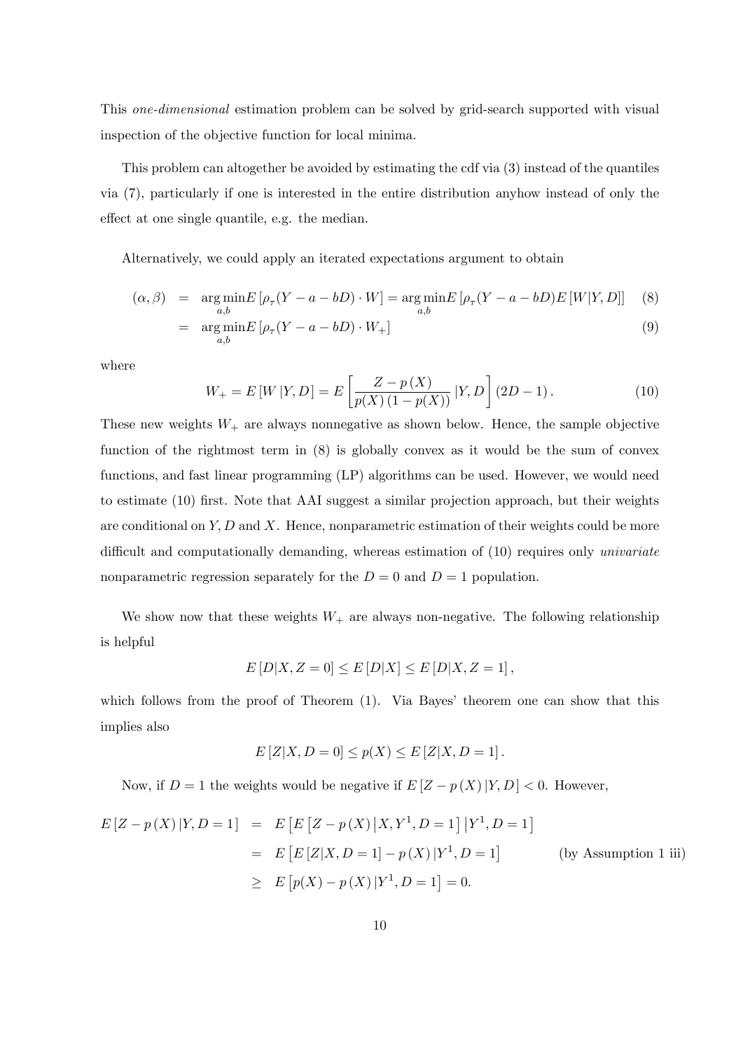This *one-dimensional* estimation problem can be solved by grid-search supported with visual inspection of the objective function for local minima.

This problem can altogether be avoided by estimating the cdf via (3) instead of the quantiles via (7), particularly if one is interested in the entire distribution anyhow instead of only the effect at one single quantile, e.g. the median.

Alternatively, we could apply an iterated expectations argument to obtain

$$
\begin{aligned}
(\alpha, \beta) &= \arg\min_{a,b} E\left[\rho_\tau(Y - a - bD) \cdot W\right] = \arg\min_{a,b} E\left[\rho_\tau(Y - a - bD) E\left[W|Y, D\right]\right] \quad (8) \\
&= \arg\min_{a,b} E\left[\rho_\tau(Y - a - bD) \cdot W_+\right] \quad (9)
\end{aligned}
$$

where

$$
W_+ = E\left[W\,|Y, D\right] = E\left[\frac{Z - p\left(X\right)}{p(X)\left(1 - p(X)\right)}\,|Y, D\right](2D - 1)\,. \quad (10)
$$

These new weights $W_+$ are always nonnegative as shown below. Hence, the sample objective function of the rightmost term in (8) is globally convex as it would be the sum of convex functions, and fast linear programming (LP) algorithms can be used. However, we would need to estimate (10) first. Note that AAI suggest a similar projection approach, but their weights are conditional on $Y, D$ and $X$. Hence, nonparametric estimation of their weights could be more difficult and computationally demanding, whereas estimation of (10) requires only *univariate* nonparametric regression separately for the $D = 0$ and $D = 1$ population.

We show now that these weights $W_+$ are always non-negative. The following relationship is helpful

$$
E\left[D|X, Z = 0\right] \leq E\left[D|X\right] \leq E\left[D|X, Z = 1\right],
$$

which follows from the proof of Theorem (1). Via Bayes' theorem one can show that this implies also

$$
E\left[Z|X, D = 0\right] \leq p(X) \leq E\left[Z|X, D = 1\right].
$$

Now, if $D = 1$ the weights would be negative if $E\left[Z - p\left(X\right)|Y, D\right] < 0$. However,

$$
\begin{aligned}
E\left[Z - p\left(X\right)|Y, D = 1\right] &= E\left[E\left[Z - p\left(X\right)\middle|X, Y^1, D = 1\right]\middle|Y^1, D = 1\right] \\
&= E\left[E\left[Z|X, D = 1\right] - p\left(X\right)|Y^1, D = 1\right] \qquad \text{(by Assumption 1 iii)} \\
&\geq E\left[p(X) - p\left(X\right)|Y^1, D = 1\right] = 0.
\end{aligned}
$$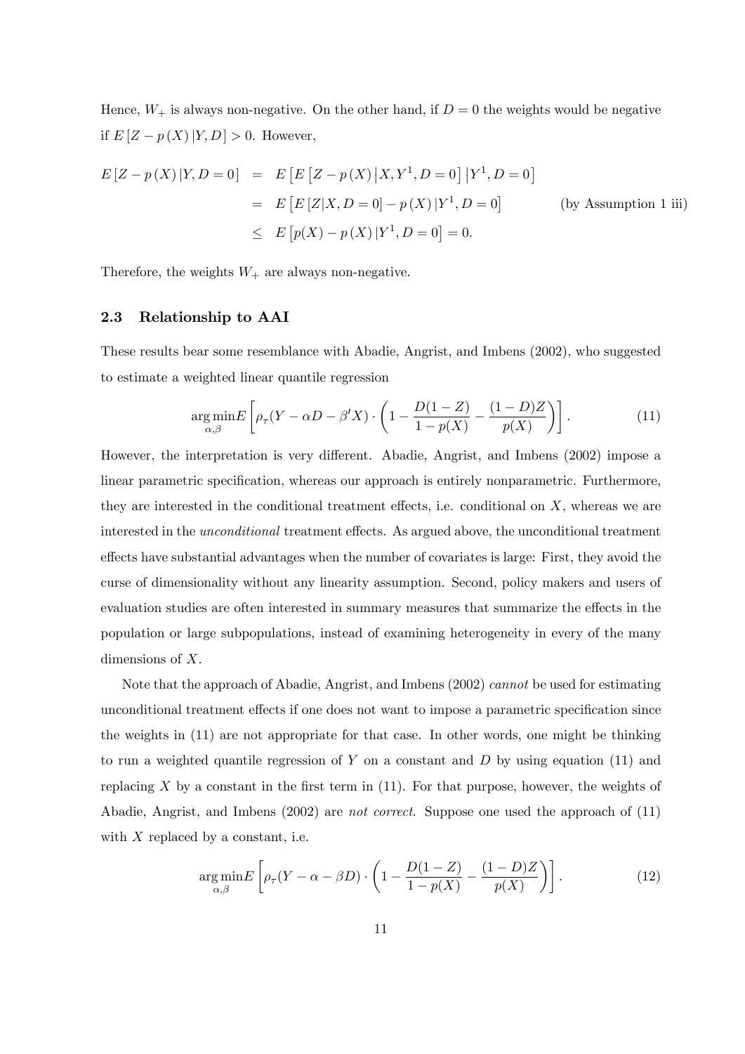Hence, $W_+$ is always non-negative. On the other hand, if $D = 0$ the weights would be negative if $E[Z - p(X)|Y, D] > 0$. However,

$$
\begin{aligned}
E[Z - p(X)|Y, D = 0] &= E\left[E\left[Z - p(X)\big|X, Y^1, D = 0\right]\big|Y^1, D = 0\right] \\
&= E\left[E[Z|X, D = 0] - p(X)|Y^1, D = 0\right] \qquad \text{(by Assumption 1 iii)} \\
&\leq E\left[p(X) - p(X)|Y^1, D = 0\right] = 0.
\end{aligned}
$$

Therefore, the weights $W_+$ are always non-negative.

### 2.3 Relationship to AAI

These results bear some resemblance with Abadie, Angrist, and Imbens (2002), who suggested to estimate a weighted linear quantile regression

$$
\arg\min_{\alpha,\beta} E\left[\rho_\tau(Y - \alpha D - \beta' X) \cdot \left(1 - \frac{D(1-Z)}{1-p(X)} - \frac{(1-D)Z}{p(X)}\right)\right]. \tag{11}
$$

However, the interpretation is very different. Abadie, Angrist, and Imbens (2002) impose a linear parametric specification, whereas our approach is entirely nonparametric. Furthermore, they are interested in the conditional treatment effects, i.e. conditional on $X$, whereas we are interested in the *unconditional* treatment effects. As argued above, the unconditional treatment effects have substantial advantages when the number of covariates is large: First, they avoid the curse of dimensionality without any linearity assumption. Second, policy makers and users of evaluation studies are often interested in summary measures that summarize the effects in the population or large subpopulations, instead of examining heterogeneity in every of the many dimensions of $X$.

Note that the approach of Abadie, Angrist, and Imbens (2002) *cannot* be used for estimating unconditional treatment effects if one does not want to impose a parametric specification since the weights in (11) are not appropriate for that case. In other words, one might be thinking to run a weighted quantile regression of $Y$ on a constant and $D$ by using equation (11) and replacing $X$ by a constant in the first term in (11). For that purpose, however, the weights of Abadie, Angrist, and Imbens (2002) are *not correct*. Suppose one used the approach of (11) with $X$ replaced by a constant, i.e.

$$
\arg\min_{\alpha,\beta} E\left[\rho_\tau(Y - \alpha - \beta D) \cdot \left(1 - \frac{D(1-Z)}{1-p(X)} - \frac{(1-D)Z}{p(X)}\right)\right]. \tag{12}
$$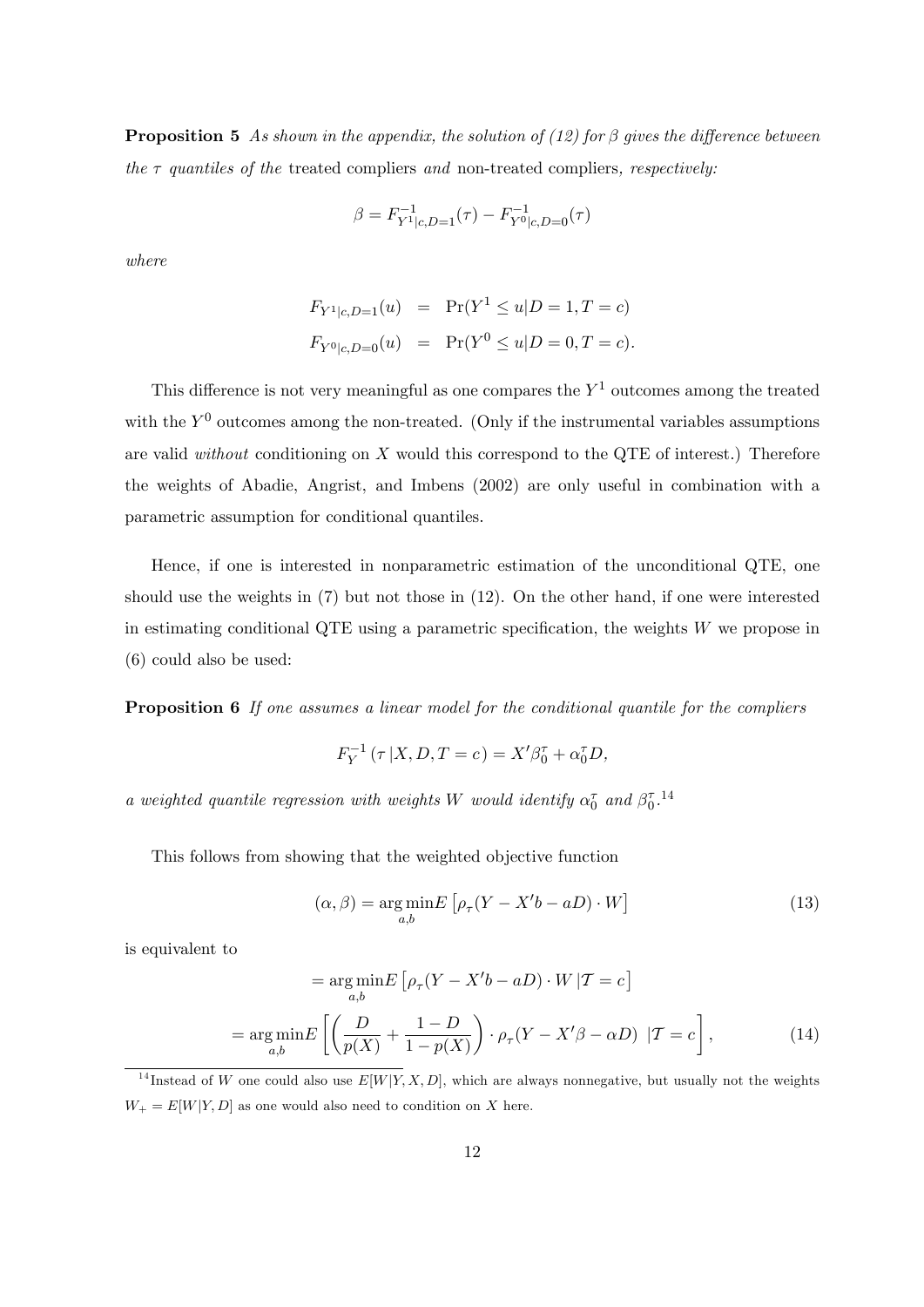**Proposition 5** *As shown in the appendix, the solution of (12) for $\beta$ gives the difference between the $\tau$ quantiles of the* treated compliers *and* non-treated compliers*, respectively:*

$$\beta = F^{-1}_{Y^1|c,D=1}(\tau) - F^{-1}_{Y^0|c,D=0}(\tau)$$

*where*

$$\begin{aligned} F_{Y^1|c,D=1}(u) &= \Pr(Y^1 \leq u | D = 1, T = c) \\ F_{Y^0|c,D=0}(u) &= \Pr(Y^0 \leq u | D = 0, T = c). \end{aligned}$$

This difference is not very meaningful as one compares the $Y^1$ outcomes among the treated with the $Y^0$ outcomes among the non-treated. (Only if the instrumental variables assumptions are valid *without* conditioning on $X$ would this correspond to the QTE of interest.) Therefore the weights of Abadie, Angrist, and Imbens (2002) are only useful in combination with a parametric assumption for conditional quantiles.

Hence, if one is interested in nonparametric estimation of the unconditional QTE, one should use the weights in (7) but not those in (12). On the other hand, if one were interested in estimating conditional QTE using a parametric specification, the weights $W$ we propose in (6) could also be used:

**Proposition 6** *If one assumes a linear model for the conditional quantile for the compliers*

$$F_Y^{-1}(\tau | X, D, T = c) = X'\beta_0^\tau + \alpha_0^\tau D,$$

*a weighted quantile regression with weights $W$ would identify $\alpha_0^\tau$ and $\beta_0^\tau$.*[14]

This follows from showing that the weighted objective function

$$(\alpha, \beta) = \underset{a,b}{\arg\min} E\left[\rho_\tau(Y - X'b - aD) \cdot W\right] \tag{13}$$

is equivalent to

$$\begin{aligned} &= \underset{a,b}{\arg\min} E\left[\rho_\tau(Y - X'b - aD) \cdot W \,|\mathcal{T} = c\right] \\ &= \underset{a,b}{\arg\min} E\left[\left(\frac{D}{p(X)} + \frac{1-D}{1-p(X)}\right) \cdot \rho_\tau(Y - X'\beta - \alpha D) \ |\mathcal{T} = c\right], \end{aligned} \tag{14}$$

[14] Instead of $W$ one could also use $E[W|Y, X, D]$, which are always nonnegative, but usually not the weights $W_+ = E[W|Y, D]$ as one would also need to condition on $X$ here.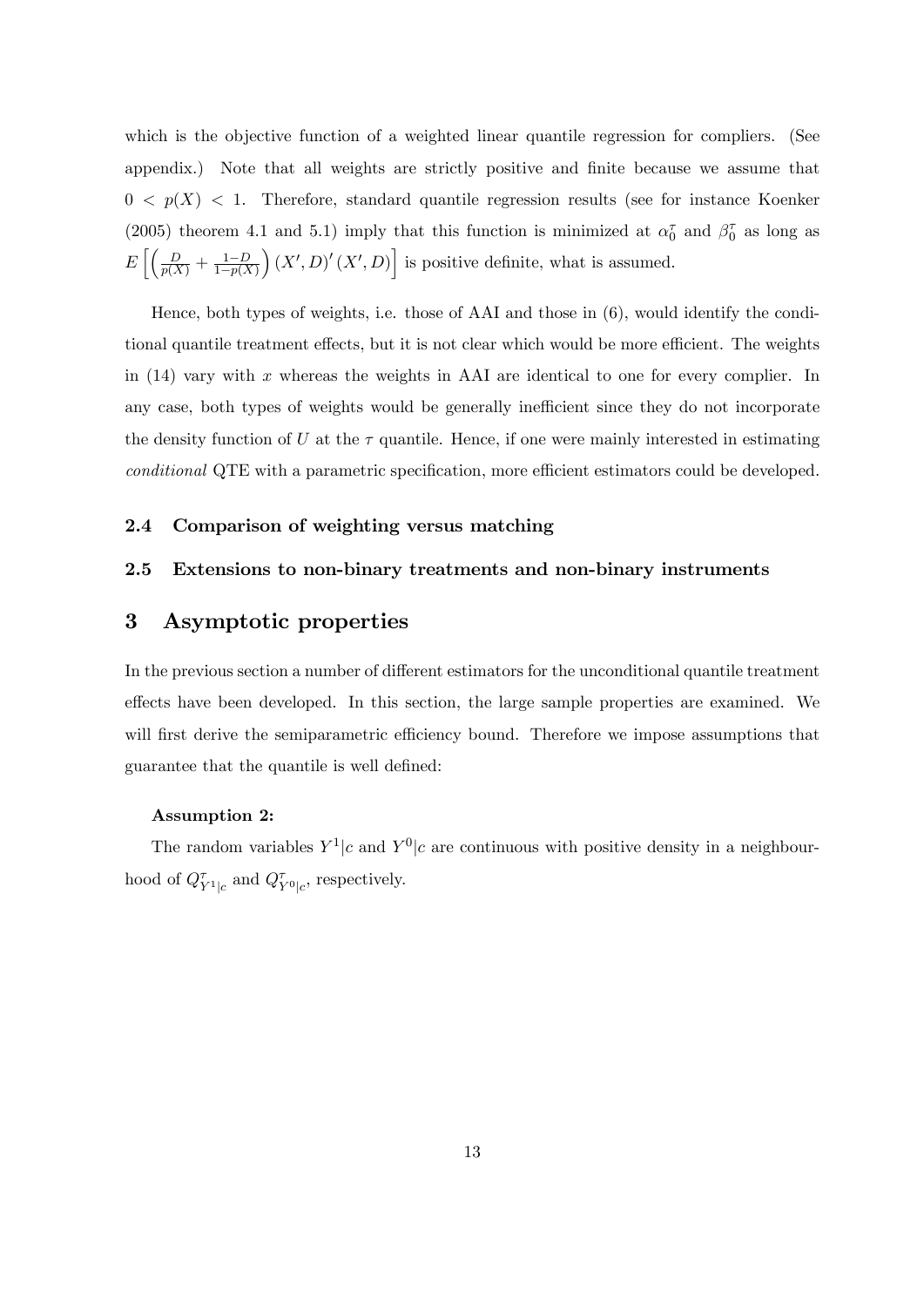which is the objective function of a weighted linear quantile regression for compliers. (See appendix.) Note that all weights are strictly positive and finite because we assume that $0 < p(X) < 1$. Therefore, standard quantile regression results (see for instance Koenker (2005) theorem 4.1 and 5.1) imply that this function is minimized at $\alpha_0^\tau$ and $\beta_0^\tau$ as long as $E\left[\left(\frac{D}{p(X)} + \frac{1-D}{1-p(X)}\right)(X', D)'(X', D)\right]$ is positive definite, what is assumed.

Hence, both types of weights, i.e. those of AAI and those in (6), would identify the conditional quantile treatment effects, but it is not clear which would be more efficient. The weights in (14) vary with $x$ whereas the weights in AAI are identical to one for every complier. In any case, both types of weights would be generally inefficient since they do not incorporate the density function of $U$ at the $\tau$ quantile. Hence, if one were mainly interested in estimating *conditional* QTE with a parametric specification, more efficient estimators could be developed.

### 2.4 Comparison of weighting versus matching

### 2.5 Extensions to non-binary treatments and non-binary instruments

## 3 Asymptotic properties

In the previous section a number of different estimators for the unconditional quantile treatment effects have been developed. In this section, the large sample properties are examined. We will first derive the semiparametric efficiency bound. Therefore we impose assumptions that guarantee that the quantile is well defined:

**Assumption 2:**

The random variables $Y^1|c$ and $Y^0|c$ are continuous with positive density in a neighbourhood of $Q^\tau_{Y^1|c}$ and $Q^\tau_{Y^0|c}$, respectively.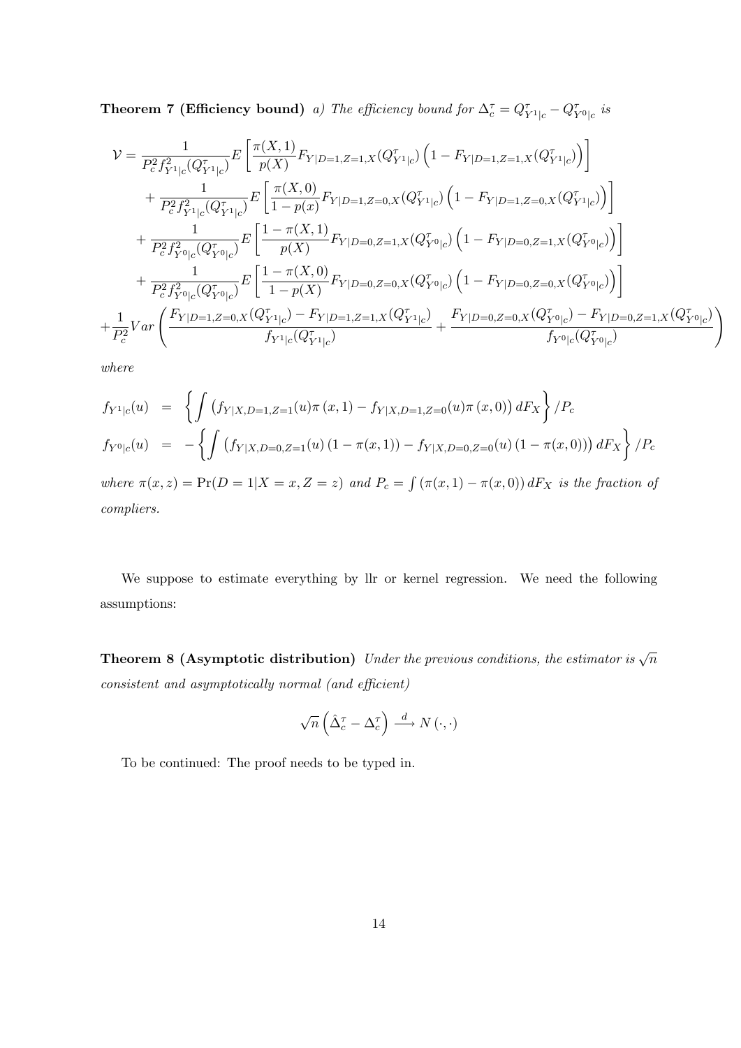**Theorem 7 (Efficiency bound)** *a) The efficiency bound for $\Delta_c^\tau = Q^\tau_{Y^1|c} - Q^\tau_{Y^0|c}$ is*

$$
\begin{aligned}
\mathcal{V} = & \frac{1}{P_c^2 f^2_{Y^1|c}(Q^\tau_{Y^1|c})} E\left[\frac{\pi(X,1)}{p(X)} F_{Y|D=1,Z=1,X}(Q^\tau_{Y^1|c})\left(1 - F_{Y|D=1,Z=1,X}(Q^\tau_{Y^1|c})\right)\right] \\
& + \frac{1}{P_c^2 f^2_{Y^1|c}(Q^\tau_{Y^1|c})} E\left[\frac{\pi(X,0)}{1-p(x)} F_{Y|D=1,Z=0,X}(Q^\tau_{Y^1|c})\left(1 - F_{Y|D=1,Z=0,X}(Q^\tau_{Y^1|c})\right)\right] \\
& + \frac{1}{P_c^2 f^2_{Y^0|c}(Q^\tau_{Y^0|c})} E\left[\frac{1-\pi(X,1)}{p(X)} F_{Y|D=0,Z=1,X}(Q^\tau_{Y^0|c})\left(1 - F_{Y|D=0,Z=1,X}(Q^\tau_{Y^0|c})\right)\right] \\
& + \frac{1}{P_c^2 f^2_{Y^0|c}(Q^\tau_{Y^0|c})} E\left[\frac{1-\pi(X,0)}{1-p(X)} F_{Y|D=0,Z=0,X}(Q^\tau_{Y^0|c})\left(1 - F_{Y|D=0,Z=0,X}(Q^\tau_{Y^0|c})\right)\right] \\
& + \frac{1}{P_c^2} Var\left(\frac{F_{Y|D=1,Z=0,X}(Q^\tau_{Y^1|c}) - F_{Y|D=1,Z=1,X}(Q^\tau_{Y^1|c})}{f_{Y^1|c}(Q^\tau_{Y^1|c})} + \frac{F_{Y|D=0,Z=0,X}(Q^\tau_{Y^0|c}) - F_{Y|D=0,Z=1,X}(Q^\tau_{Y^0|c})}{f_{Y^0|c}(Q^\tau_{Y^0|c})}\right)
\end{aligned}
$$

*where*

$$
\begin{aligned}
f_{Y^1|c}(u) &= \left\{\int \left(f_{Y|X,D=1,Z=1}(u)\pi(x,1) - f_{Y|X,D=1,Z=0}(u)\pi(x,0)\right) dF_X\right\} / P_c \\
f_{Y^0|c}(u) &= -\left\{\int \left(f_{Y|X,D=0,Z=1}(u)\left(1-\pi(x,1)\right) - f_{Y|X,D=0,Z=0}(u)\left(1-\pi(x,0)\right)\right) dF_X\right\} / P_c
\end{aligned}
$$

*where $\pi(x,z) = \Pr(D=1|X=x, Z=z)$ and $P_c = \int (\pi(x,1) - \pi(x,0))\, dF_X$ is the fraction of compliers.*

We suppose to estimate everything by llr or kernel regression. We need the following assumptions:

**Theorem 8 (Asymptotic distribution)** *Under the previous conditions, the estimator is $\sqrt{n}$ consistent and asymptotically normal (and efficient)*

$$
\sqrt{n}\left(\hat{\Delta}_c^\tau - \Delta_c^\tau\right) \xrightarrow{d} N(\cdot,\cdot)
$$

To be continued: The proof needs to be typed in.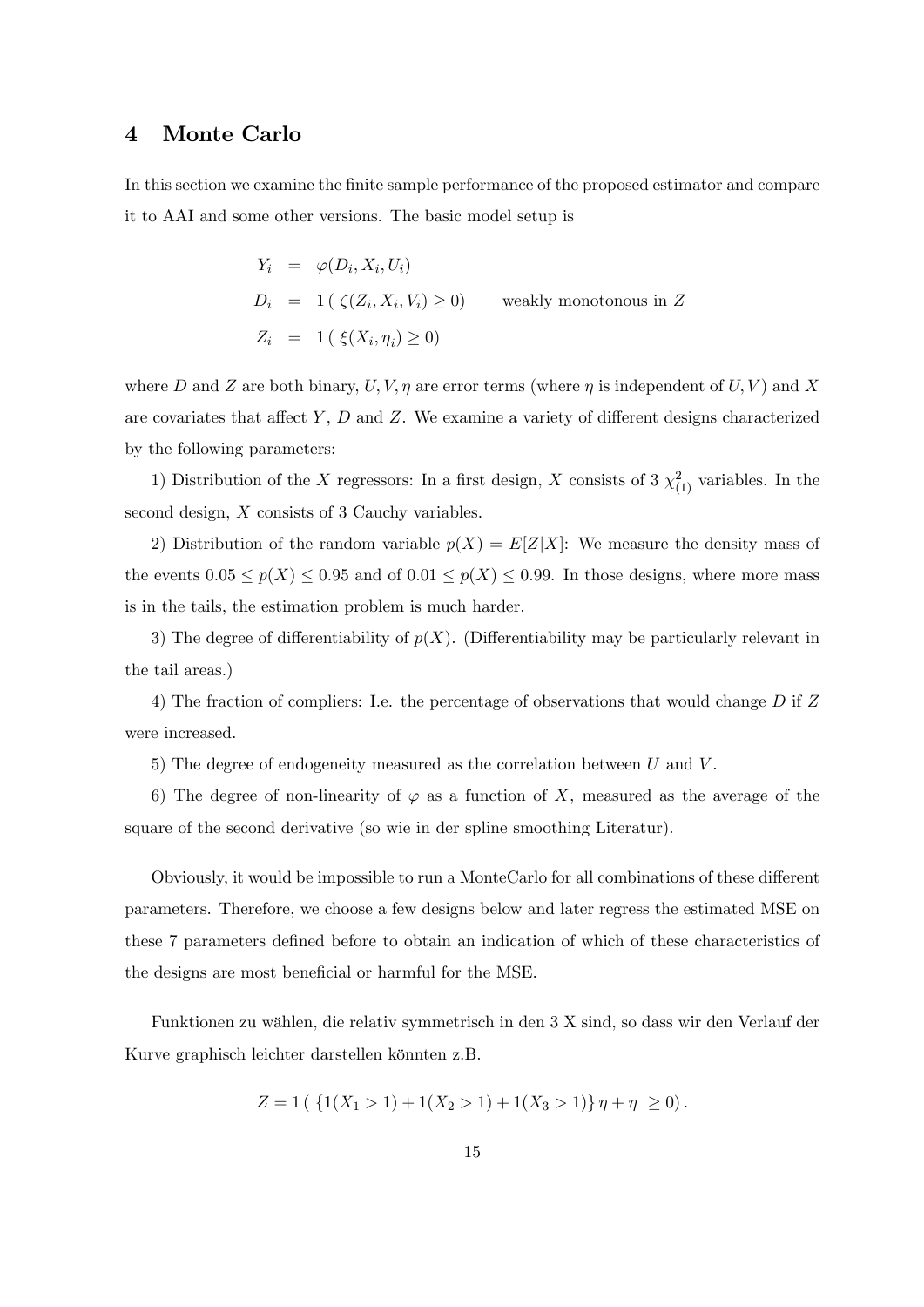# 4 Monte Carlo

In this section we examine the finite sample performance of the proposed estimator and compare it to AAI and some other versions. The basic model setup is

$$
\begin{aligned}
Y_i &= \varphi(D_i, X_i, U_i) \\
D_i &= 1\,(\,\zeta(Z_i, X_i, V_i) \geq 0) \qquad \text{weakly monotonous in } Z \\
Z_i &= 1\,(\,\xi(X_i, \eta_i) \geq 0)
\end{aligned}
$$

where $D$ and $Z$ are both binary, $U, V, \eta$ are error terms (where $\eta$ is independent of $U, V$) and $X$ are covariates that affect $Y$, $D$ and $Z$. We examine a variety of different designs characterized by the following parameters:

1) Distribution of the $X$ regressors: In a first design, $X$ consists of 3 $\chi^2_{(1)}$ variables. In the second design, $X$ consists of 3 Cauchy variables.

2) Distribution of the random variable $p(X) = E[Z|X]$: We measure the density mass of the events $0.05 \leq p(X) \leq 0.95$ and of $0.01 \leq p(X) \leq 0.99$. In those designs, where more mass is in the tails, the estimation problem is much harder.

3) The degree of differentiability of $p(X)$. (Differentiability may be particularly relevant in the tail areas.)

4) The fraction of compliers: I.e. the percentage of observations that would change $D$ if $Z$ were increased.

5) The degree of endogeneity measured as the correlation between $U$ and $V$.

6) The degree of non-linearity of $\varphi$ as a function of $X$, measured as the average of the square of the second derivative (so wie in der spline smoothing Literatur).

Obviously, it would be impossible to run a MonteCarlo for all combinations of these different parameters. Therefore, we choose a few designs below and later regress the estimated MSE on these 7 parameters defined before to obtain an indication of which of these characteristics of the designs are most beneficial or harmful for the MSE.

Funktionen zu wählen, die relativ symmetrisch in den 3 X sind, so dass wir den Verlauf der Kurve graphisch leichter darstellen könnten z.B.

$$
Z = 1\,(\,\{1(X_1 > 1) + 1(X_2 > 1) + 1(X_3 > 1)\}\,\eta + \eta \;\geq 0)\,.
$$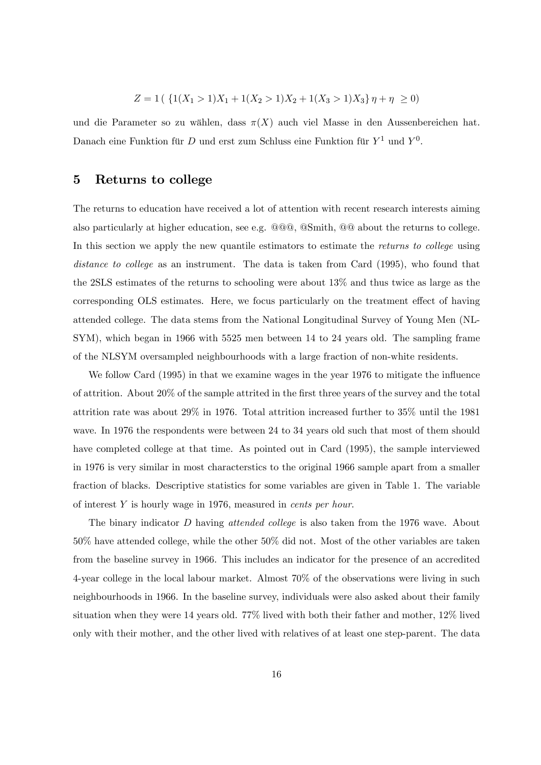$$Z = 1\left( \left\{1(X_1 > 1)X_1 + 1(X_2 > 1)X_2 + 1(X_3 > 1)X_3\right\}\eta + \eta \;\geq 0\right)$$

und die Parameter so zu wählen, dass $\pi(X)$ auch viel Masse in den Aussenbereichen hat. Danach eine Funktion für $D$ und erst zum Schluss eine Funktion für $Y^1$ und $Y^0$.

## 5 Returns to college

The returns to education have received a lot of attention with recent research interests aiming also particularly at higher education, see e.g. @@@, @Smith, @@ about the returns to college. In this section we apply the new quantile estimators to estimate the *returns to college* using *distance to college* as an instrument. The data is taken from Card (1995), who found that the 2SLS estimates of the returns to schooling were about 13% and thus twice as large as the corresponding OLS estimates. Here, we focus particularly on the treatment effect of having attended college. The data stems from the National Longitudinal Survey of Young Men (NLSYM), which began in 1966 with 5525 men between 14 to 24 years old. The sampling frame of the NLSYM oversampled neighbourhoods with a large fraction of non-white residents.

We follow Card (1995) in that we examine wages in the year 1976 to mitigate the influence of attrition. About 20% of the sample attrited in the first three years of the survey and the total attrition rate was about 29% in 1976. Total attrition increased further to 35% until the 1981 wave. In 1976 the respondents were between 24 to 34 years old such that most of them should have completed college at that time. As pointed out in Card (1995), the sample interviewed in 1976 is very similar in most characterstics to the original 1966 sample apart from a smaller fraction of blacks. Descriptive statistics for some variables are given in Table 1. The variable of interest $Y$ is hourly wage in 1976, measured in *cents per hour*.

The binary indicator $D$ having *attended college* is also taken from the 1976 wave. About 50% have attended college, while the other 50% did not. Most of the other variables are taken from the baseline survey in 1966. This includes an indicator for the presence of an accredited 4-year college in the local labour market. Almost 70% of the observations were living in such neighbourhoods in 1966. In the baseline survey, individuals were also asked about their family situation when they were 14 years old. 77% lived with both their father and mother, 12% lived only with their mother, and the other lived with relatives of at least one step-parent. The data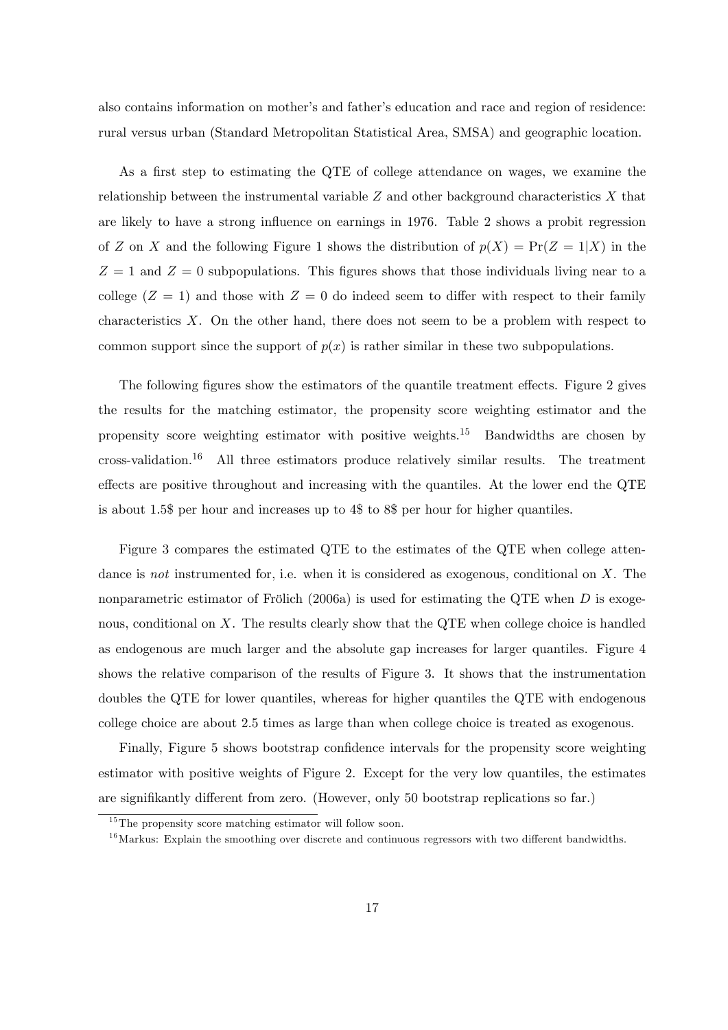also contains information on mother's and father's education and race and region of residence: rural versus urban (Standard Metropolitan Statistical Area, SMSA) and geographic location.

As a first step to estimating the QTE of college attendance on wages, we examine the relationship between the instrumental variable $Z$ and other background characteristics $X$ that are likely to have a strong influence on earnings in 1976. Table 2 shows a probit regression of $Z$ on $X$ and the following Figure 1 shows the distribution of $p(X) = \Pr(Z = 1|X)$ in the $Z = 1$ and $Z = 0$ subpopulations. This figures shows that those individuals living near to a college ($Z = 1$) and those with $Z = 0$ do indeed seem to differ with respect to their family characteristics $X$. On the other hand, there does not seem to be a problem with respect to common support since the support of $p(x)$ is rather similar in these two subpopulations.

The following figures show the estimators of the quantile treatment effects. Figure 2 gives the results for the matching estimator, the propensity score weighting estimator and the propensity score weighting estimator with positive weights.[15] Bandwidths are chosen by cross-validation.[16] All three estimators produce relatively similar results. The treatment effects are positive throughout and increasing with the quantiles. At the lower end the QTE is about 1.5$ per hour and increases up to 4$ to 8$ per hour for higher quantiles.

Figure 3 compares the estimated QTE to the estimates of the QTE when college attendance is *not* instrumented for, i.e. when it is considered as exogenous, conditional on $X$. The nonparametric estimator of Frölich (2006a) is used for estimating the QTE when $D$ is exogenous, conditional on $X$. The results clearly show that the QTE when college choice is handled as endogenous are much larger and the absolute gap increases for larger quantiles. Figure 4 shows the relative comparison of the results of Figure 3. It shows that the instrumentation doubles the QTE for lower quantiles, whereas for higher quantiles the QTE with endogenous college choice are about 2.5 times as large than when college choice is treated as exogenous.

Finally, Figure 5 shows bootstrap confidence intervals for the propensity score weighting estimator with positive weights of Figure 2. Except for the very low quantiles, the estimates are signifikantly different from zero. (However, only 50 bootstrap replications so far.)

[15] The propensity score matching estimator will follow soon.

[16] Markus: Explain the smoothing over discrete and continuous regressors with two different bandwidths.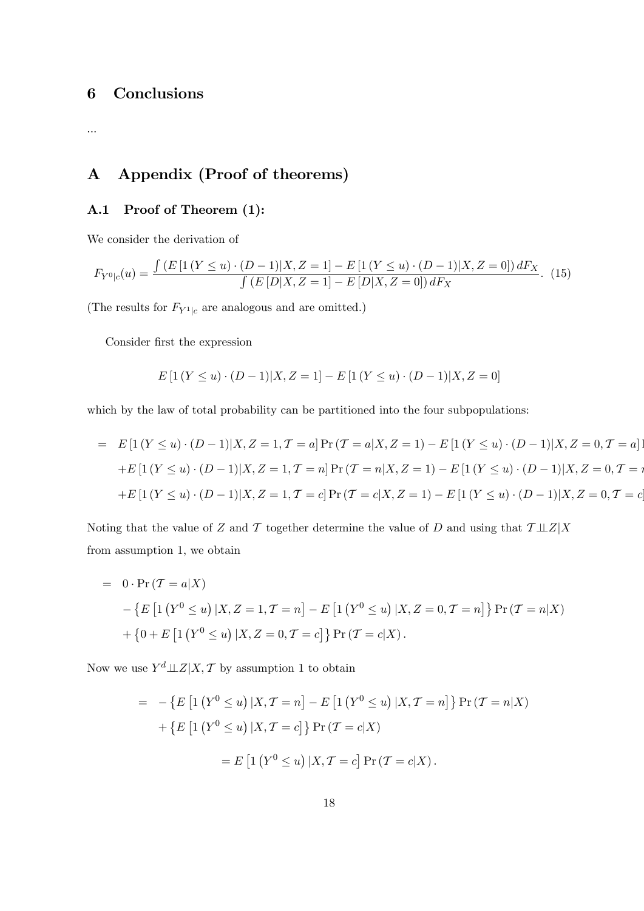## 6 Conclusions

...

# A Appendix (Proof of theorems)

### A.1 Proof of Theorem (1):

We consider the derivation of

$$F_{Y^0|c}(u) = \frac{\int \left(E\left[1\left(Y \leq u\right) \cdot (D-1)|X, Z=1\right] - E\left[1\left(Y \leq u\right) \cdot (D-1)|X, Z=0\right]\right) dF_X}{\int \left(E\left[D|X, Z=1\right] - E\left[D|X, Z=0\right]\right) dF_X}. \quad (15)$$

(The results for $F_{Y^1|c}$ are analogous and are omitted.)

Consider first the expression

$$E\left[1\left(Y \leq u\right) \cdot (D-1)|X, Z=1\right] - E\left[1\left(Y \leq u\right) \cdot (D-1)|X, Z=0\right]$$

which by the law of total probability can be partitioned into the four subpopulations:

$$\begin{aligned}
= \;& E\left[1\left(Y \leq u\right) \cdot (D-1)|X, Z=1, \mathcal{T}=a\right] \Pr\left(\mathcal{T}=a|X, Z=1\right) - E\left[1\left(Y \leq u\right) \cdot (D-1)|X, Z=0, \mathcal{T}=a\right] \\
&+ E\left[1\left(Y \leq u\right) \cdot (D-1)|X, Z=1, \mathcal{T}=n\right] \Pr\left(\mathcal{T}=n|X, Z=1\right) - E\left[1\left(Y \leq u\right) \cdot (D-1)|X, Z=0, \mathcal{T}=n\right] \\
&+ E\left[1\left(Y \leq u\right) \cdot (D-1)|X, Z=1, \mathcal{T}=c\right] \Pr\left(\mathcal{T}=c|X, Z=1\right) - E\left[1\left(Y \leq u\right) \cdot (D-1)|X, Z=0, \mathcal{T}=c\right]
\end{aligned}$$

Noting that the value of $Z$ and $\mathcal{T}$ together determine the value of $D$ and using that $\mathcal{T} \perp\!\!\!\perp Z|X$ from assumption 1, we obtain

$$\begin{aligned}
= \;& 0 \cdot \Pr\left(\mathcal{T}=a|X\right) \\
&- \left\{E\left[1\left(Y^0 \leq u\right)|X, Z=1, \mathcal{T}=n\right] - E\left[1\left(Y^0 \leq u\right)|X, Z=0, \mathcal{T}=n\right]\right\} \Pr\left(\mathcal{T}=n|X\right) \\
&+ \left\{0 + E\left[1\left(Y^0 \leq u\right)|X, Z=0, \mathcal{T}=c\right]\right\} \Pr\left(\mathcal{T}=c|X\right).
\end{aligned}$$

Now we use $Y^d \perp\!\!\!\perp Z|X, \mathcal{T}$ by assumption 1 to obtain

$$\begin{aligned}
= \;& -\left\{E\left[1\left(Y^0 \leq u\right)|X, \mathcal{T}=n\right] - E\left[1\left(Y^0 \leq u\right)|X, \mathcal{T}=n\right]\right\} \Pr\left(\mathcal{T}=n|X\right) \\
&+ \left\{E\left[1\left(Y^0 \leq u\right)|X, \mathcal{T}=c\right]\right\} \Pr\left(\mathcal{T}=c|X\right) \\
&= E\left[1\left(Y^0 \leq u\right)|X, \mathcal{T}=c\right] \Pr\left(\mathcal{T}=c|X\right).
\end{aligned}$$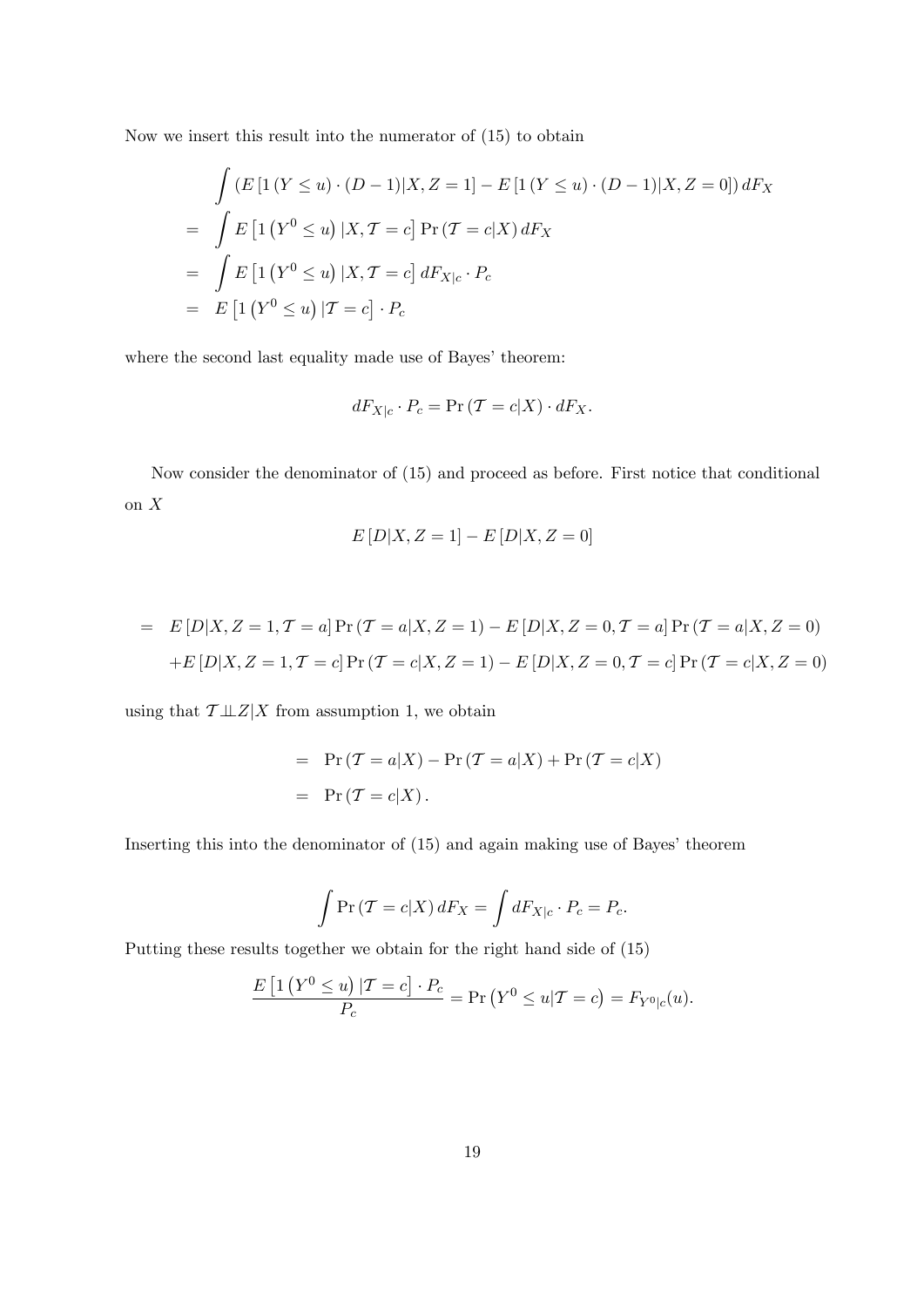Now we insert this result into the numerator of (15) to obtain

$$
\begin{aligned}
& \int \left( E\left[1\left(Y \leq u\right) \cdot (D-1)|X, Z=1\right] - E\left[1\left(Y \leq u\right) \cdot (D-1)|X, Z=0\right]\right) dF_X \\
= & \int E\left[1\left(Y^0 \leq u\right)|X, \mathcal{T}=c\right] \Pr\left(\mathcal{T}=c|X\right) dF_X \\
= & \int E\left[1\left(Y^0 \leq u\right)|X, \mathcal{T}=c\right] dF_{X|c} \cdot P_c \\
= & \ E\left[1\left(Y^0 \leq u\right)|\mathcal{T}=c\right] \cdot P_c
\end{aligned}
$$

where the second last equality made use of Bayes' theorem:

$$
dF_{X|c} \cdot P_c = \Pr\left(\mathcal{T}=c|X\right) \cdot dF_X.
$$

Now consider the denominator of (15) and proceed as before. First notice that conditional on $X$

$$
E\left[D|X, Z=1\right] - E\left[D|X, Z=0\right]
$$

$$
\begin{aligned}
= & \ E\left[D|X, Z=1, \mathcal{T}=a\right] \Pr\left(\mathcal{T}=a|X, Z=1\right) - E\left[D|X, Z=0, \mathcal{T}=a\right] \Pr\left(\mathcal{T}=a|X, Z=0\right) \\
& + E\left[D|X, Z=1, \mathcal{T}=c\right] \Pr\left(\mathcal{T}=c|X, Z=1\right) - E\left[D|X, Z=0, \mathcal{T}=c\right] \Pr\left(\mathcal{T}=c|X, Z=0\right)
\end{aligned}
$$

using that $\mathcal{T} \perp\!\!\!\perp Z|X$ from assumption 1, we obtain

$$
\begin{aligned}
= & \ \Pr\left(\mathcal{T}=a|X\right) - \Pr\left(\mathcal{T}=a|X\right) + \Pr\left(\mathcal{T}=c|X\right) \\
= & \ \Pr\left(\mathcal{T}=c|X\right).
\end{aligned}
$$

Inserting this into the denominator of (15) and again making use of Bayes' theorem

$$
\int \Pr\left(\mathcal{T}=c|X\right) dF_X = \int dF_{X|c} \cdot P_c = P_c.
$$

Putting these results together we obtain for the right hand side of (15)

$$
\frac{E\left[1\left(Y^0 \leq u\right)|\mathcal{T}=c\right] \cdot P_c}{P_c} = \Pr\left(Y^0 \leq u|\mathcal{T}=c\right) = F_{Y^0|c}(u).
$$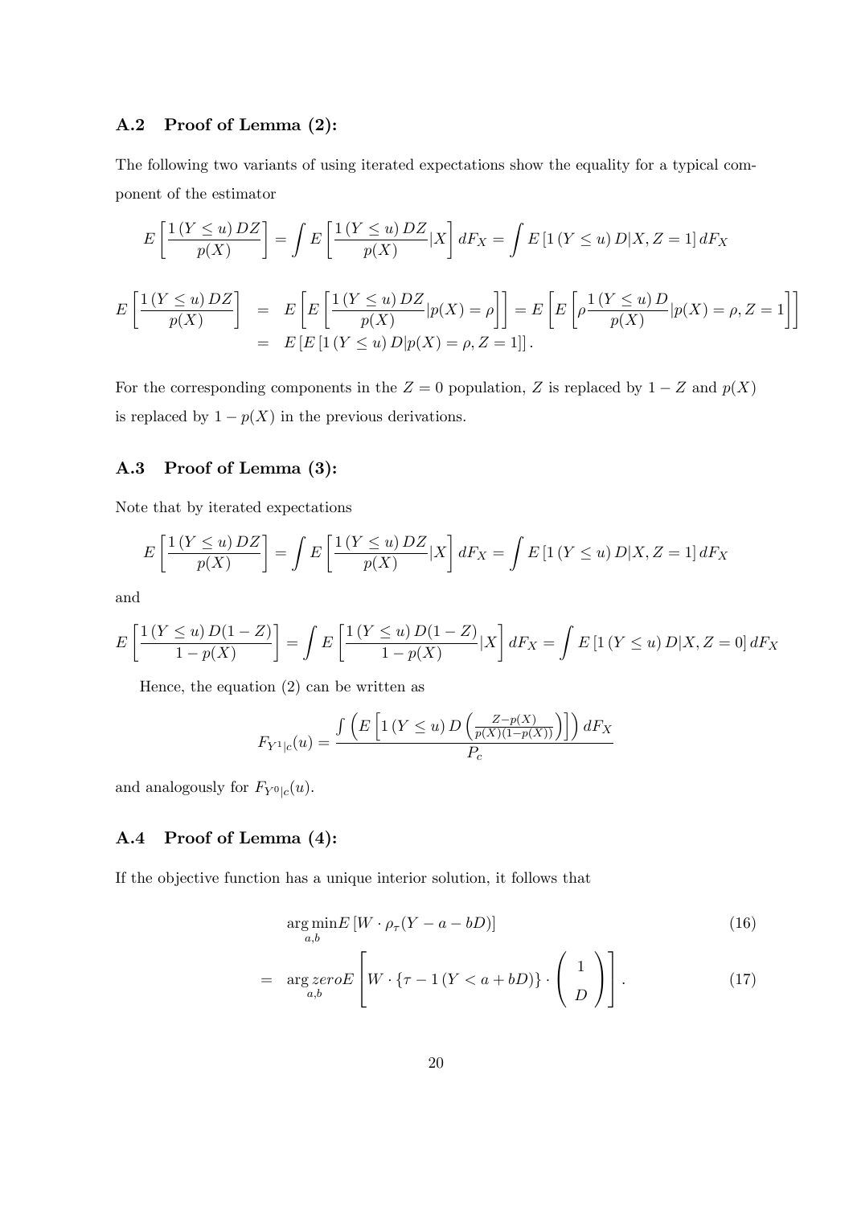### A.2 Proof of Lemma (2):

The following two variants of using iterated expectations show the equality for a typical component of the estimator

$$E\left[\frac{1\left(Y\leq u\right)DZ}{p(X)}\right]=\int E\left[\frac{1\left(Y\leq u\right)DZ}{p(X)}|X\right]dF_X=\int E\left[1\left(Y\leq u\right)D|X,Z=1\right]dF_X$$

$$\begin{aligned}
E\left[\frac{1\left(Y\leq u\right)DZ}{p(X)}\right] &= E\left[E\left[\frac{1\left(Y\leq u\right)DZ}{p(X)}|p(X)=\rho\right]\right]=E\left[E\left[\rho\frac{1\left(Y\leq u\right)D}{p(X)}|p(X)=\rho,Z=1\right]\right] \\
&= E\left[E\left[1\left(Y\leq u\right)D|p(X)=\rho,Z=1\right]\right].
\end{aligned}$$

For the corresponding components in the $Z=0$ population, $Z$ is replaced by $1-Z$ and $p(X)$ is replaced by $1-p(X)$ in the previous derivations.

### A.3 Proof of Lemma (3):

Note that by iterated expectations

$$E\left[\frac{1\left(Y\leq u\right)DZ}{p(X)}\right]=\int E\left[\frac{1\left(Y\leq u\right)DZ}{p(X)}|X\right]dF_X=\int E\left[1\left(Y\leq u\right)D|X,Z=1\right]dF_X$$

and

$$E\left[\frac{1\left(Y\leq u\right)D(1-Z)}{1-p(X)}\right]=\int E\left[\frac{1\left(Y\leq u\right)D(1-Z)}{1-p(X)}|X\right]dF_X=\int E\left[1\left(Y\leq u\right)D|X,Z=0\right]dF_X$$

Hence, the equation (2) can be written as

$$F_{Y^1|c}(u)=\frac{\int\left(E\left[1\left(Y\leq u\right)D\left(\frac{Z-p(X)}{p(X)(1-p(X))}\right)\right]\right)dF_X}{P_c}$$

and analogously for $F_{Y^0|c}(u)$.

### A.4 Proof of Lemma (4):

If the objective function has a unique interior solution, it follows that

$$\begin{aligned}
&\underset{a,b}{\arg\min} E\left[W\cdot\rho_\tau(Y-a-bD)\right] && (16) \\
=\;& \underset{a,b}{\arg\, zero} E\left[W\cdot\left\{\tau-1\left(Y<a+bD\right)\right\}\cdot\begin{pmatrix}1\\D\end{pmatrix}\right]. && (17)
\end{aligned}$$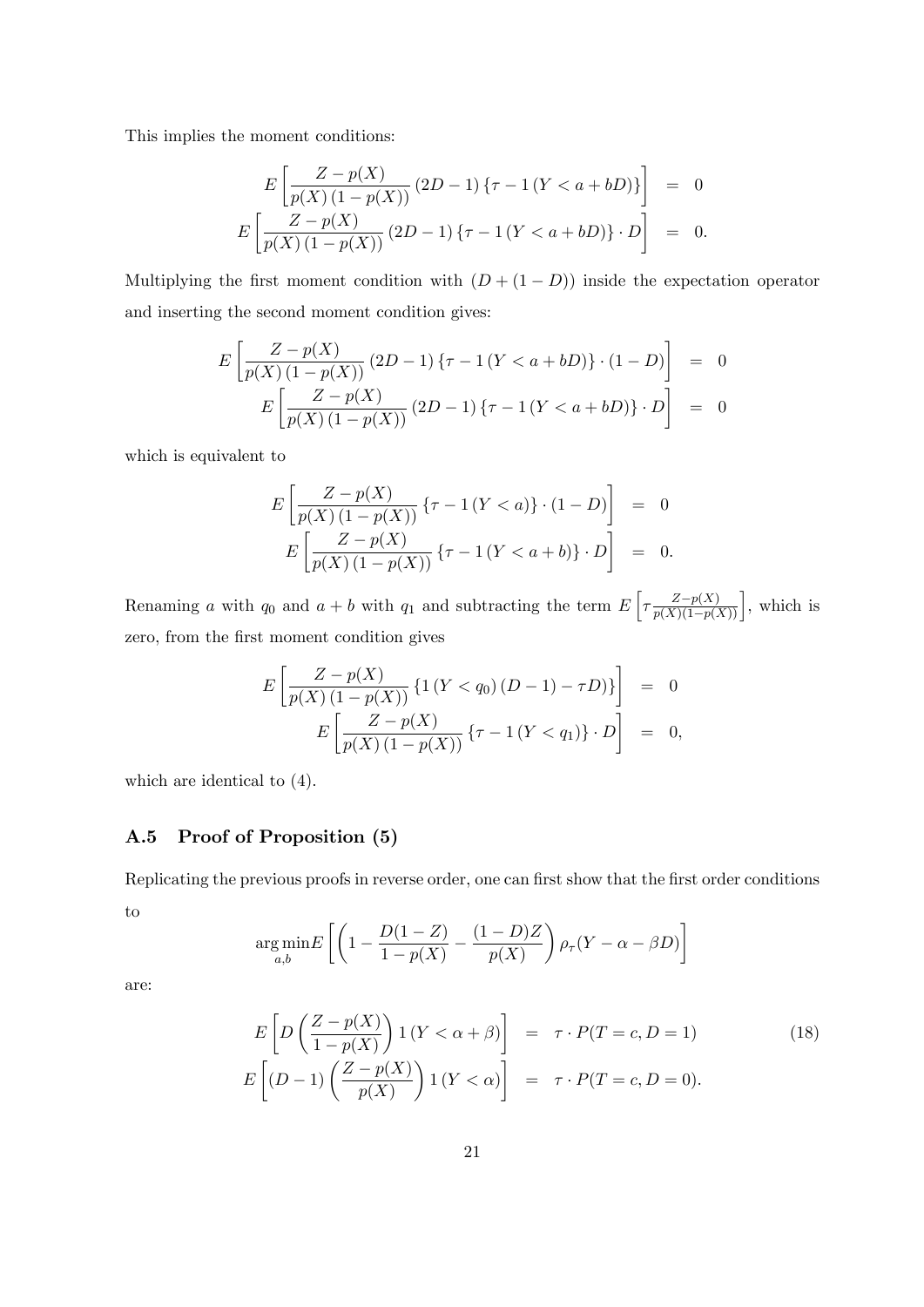This implies the moment conditions:

$$
\begin{aligned}
E\left[\frac{Z-p(X)}{p(X)\left(1-p(X)\right)}\left(2D-1\right)\left\{\tau-1\left(Y<a+bD\right)\right\}\right] &= 0 \\
E\left[\frac{Z-p(X)}{p(X)\left(1-p(X)\right)}\left(2D-1\right)\left\{\tau-1\left(Y<a+bD\right)\right\}\cdot D\right] &= 0.
\end{aligned}
$$

Multiplying the first moment condition with $(D+(1-D))$ inside the expectation operator and inserting the second moment condition gives:

$$
\begin{aligned}
E\left[\frac{Z-p(X)}{p(X)\left(1-p(X)\right)}\left(2D-1\right)\left\{\tau-1\left(Y<a+bD\right)\right\}\cdot(1-D)\right] &= 0 \\
E\left[\frac{Z-p(X)}{p(X)\left(1-p(X)\right)}\left(2D-1\right)\left\{\tau-1\left(Y<a+bD\right)\right\}\cdot D\right] &= 0
\end{aligned}
$$

which is equivalent to

$$
\begin{aligned}
E\left[\frac{Z-p(X)}{p(X)\left(1-p(X)\right)}\left\{\tau-1\left(Y<a\right)\right\}\cdot(1-D)\right] &= 0 \\
E\left[\frac{Z-p(X)}{p(X)\left(1-p(X)\right)}\left\{\tau-1\left(Y<a+b\right)\right\}\cdot D\right] &= 0.
\end{aligned}
$$

Renaming $a$ with $q_0$ and $a+b$ with $q_1$ and subtracting the term $E\left[\tau\frac{Z-p(X)}{p(X)(1-p(X))}\right]$, which is zero, from the first moment condition gives

$$
\begin{aligned}
E\left[\frac{Z-p(X)}{p(X)\left(1-p(X)\right)}\left\{1\left(Y<q_0\right)\left(D-1\right)-\tau D)\right\}\right] &= 0 \\
E\left[\frac{Z-p(X)}{p(X)\left(1-p(X)\right)}\left\{\tau-1\left(Y<q_1\right)\right\}\cdot D\right] &= 0,
\end{aligned}
$$

which are identical to (4).

### A.5 Proof of Proposition (5)

Replicating the previous proofs in reverse order, one can first show that the first order conditions to

$$
\underset{a,b}{\arg\min} E\left[\left(1-\frac{D(1-Z)}{1-p(X)}-\frac{(1-D)Z}{p(X)}\right)\rho_\tau(Y-\alpha-\beta D)\right]
$$

are:

$$
\begin{aligned}
E\left[D\left(\frac{Z-p(X)}{1-p(X)}\right)1\left(Y<\alpha+\beta\right)\right] &= \tau\cdot P(T=c,D=1) \\
E\left[(D-1)\left(\frac{Z-p(X)}{p(X)}\right)1\left(Y<\alpha\right)\right] &= \tau\cdot P(T=c,D=0).
\end{aligned}
\tag{18}
$$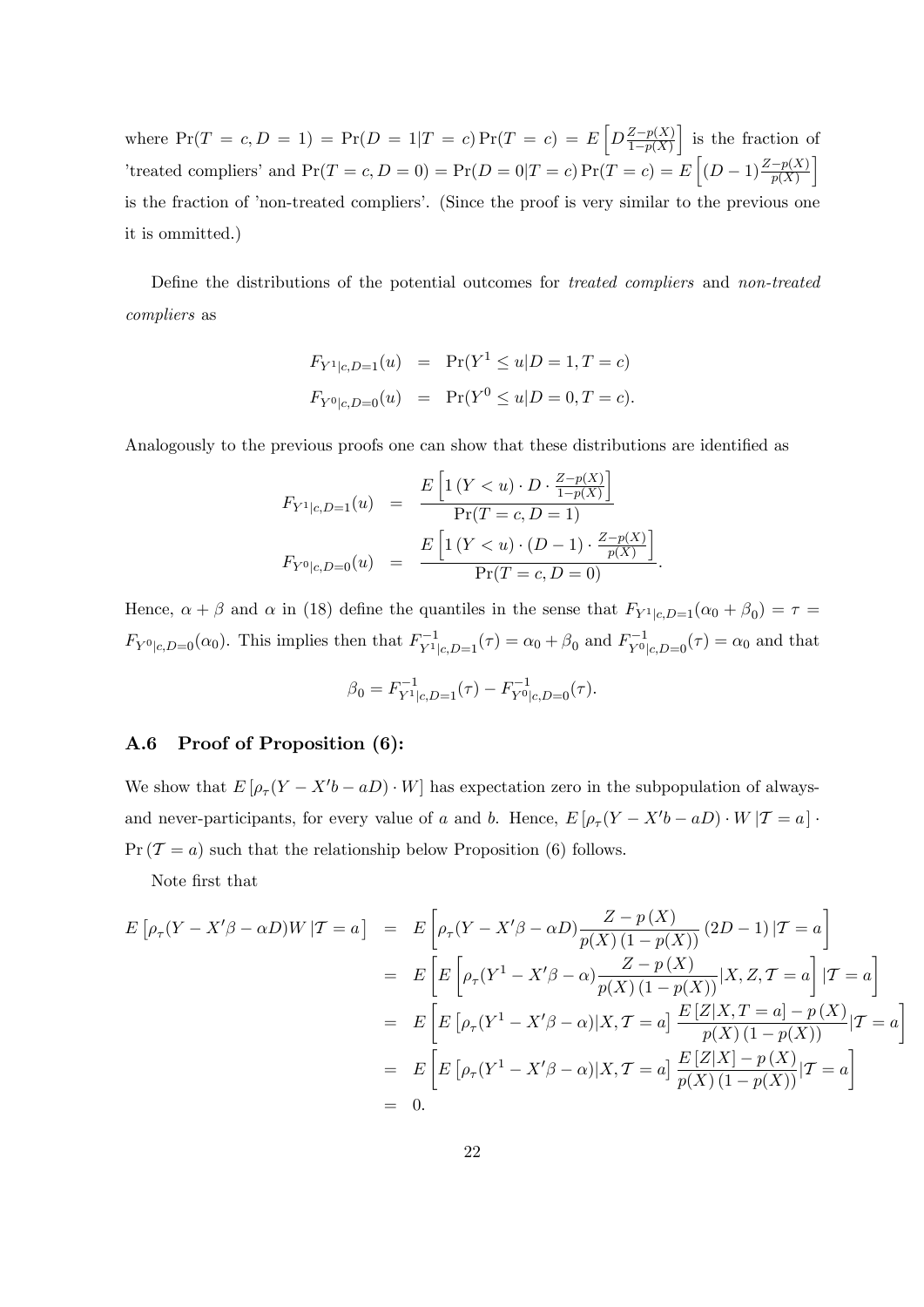where $\Pr(T = c, D = 1) = \Pr(D = 1|T = c)\Pr(T = c) = E\left[D\frac{Z-p(X)}{1-p(X)}\right]$ is the fraction of 'treated compliers' and $\Pr(T = c, D = 0) = \Pr(D = 0|T = c)\Pr(T = c) = E\left[(D-1)\frac{Z-p(X)}{p(X)}\right]$ is the fraction of 'non-treated compliers'. (Since the proof is very similar to the previous one it is ommitted.)

Define the distributions of the potential outcomes for *treated compliers* and *non-treated compliers* as

$$
\begin{aligned}
F_{Y^1|c,D=1}(u) &= \Pr(Y^1 \leq u|D = 1, T = c) \\
F_{Y^0|c,D=0}(u) &= \Pr(Y^0 \leq u|D = 0, T = c).
\end{aligned}
$$

Analogously to the previous proofs one can show that these distributions are identified as

$$
\begin{aligned}
F_{Y^1|c,D=1}(u) &= \frac{E\left[1\left(Y < u\right) \cdot D \cdot \frac{Z-p(X)}{1-p(X)}\right]}{\Pr(T = c, D = 1)} \\
F_{Y^0|c,D=0}(u) &= \frac{E\left[1\left(Y < u\right) \cdot (D-1) \cdot \frac{Z-p(X)}{p(X)}\right]}{\Pr(T = c, D = 0)}.
\end{aligned}
$$

Hence, $\alpha + \beta$ and $\alpha$ in (18) define the quantiles in the sense that $F_{Y^1|c,D=1}(\alpha_0 + \beta_0) = \tau = F_{Y^0|c,D=0}(\alpha_0)$. This implies then that $F^{-1}_{Y^1|c,D=1}(\tau) = \alpha_0 + \beta_0$ and $F^{-1}_{Y^0|c,D=0}(\tau) = \alpha_0$ and that

$$
\beta_0 = F^{-1}_{Y^1|c,D=1}(\tau) - F^{-1}_{Y^0|c,D=0}(\tau).
$$

### A.6 Proof of Proposition (6):

We show that $E\left[\rho_\tau(Y - X'b - aD) \cdot W\right]$ has expectation zero in the subpopulation of always- and never-participants, for every value of $a$ and $b$. Hence, $E\left[\rho_\tau(Y - X'b - aD) \cdot W \,|\mathcal{T} = a\right] \cdot \Pr\left(\mathcal{T} = a\right)$ such that the relationship below Proposition (6) follows.

Note first that

$$
\begin{aligned}
E\left[\rho_\tau(Y - X'\beta - \alpha D)W \,|\mathcal{T} = a\right] &= E\left[\rho_\tau(Y - X'\beta - \alpha D)\frac{Z - p\left(X\right)}{p(X)\left(1 - p(X)\right)}\left(2D - 1\right)|\mathcal{T} = a\right] \\
&= E\left[E\left[\rho_\tau(Y^1 - X'\beta - \alpha)\frac{Z - p\left(X\right)}{p(X)\left(1 - p(X)\right)}|X, Z, \mathcal{T} = a\right]|\mathcal{T} = a\right] \\
&= E\left[E\left[\rho_\tau(Y^1 - X'\beta - \alpha)|X, \mathcal{T} = a\right]\frac{E\left[Z|X, T = a\right] - p\left(X\right)}{p(X)\left(1 - p(X)\right)}|\mathcal{T} = a\right] \\
&= E\left[E\left[\rho_\tau(Y^1 - X'\beta - \alpha)|X, \mathcal{T} = a\right]\frac{E\left[Z|X\right] - p\left(X\right)}{p(X)\left(1 - p(X)\right)}|\mathcal{T} = a\right] \\
&= 0.
\end{aligned}
$$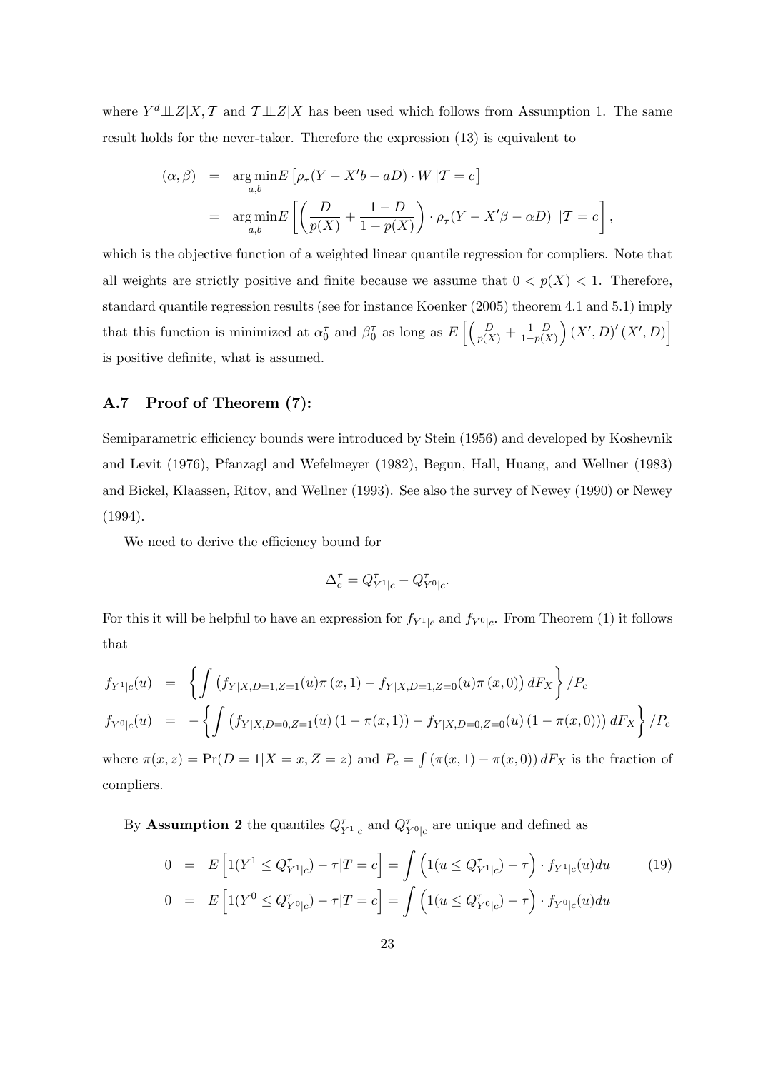where $Y^d \perp\!\!\!\perp Z|X, \mathcal{T}$ and $\mathcal{T} \perp\!\!\!\perp Z|X$ has been used which follows from Assumption 1. The same result holds for the never-taker. Therefore the expression (13) is equivalent to

$$
\begin{aligned}
(\alpha, \beta) &= \underset{a,b}{\arg\min} E\left[\rho_\tau(Y - X'b - aD) \cdot W \,|\mathcal{T} = c\right] \\
&= \underset{a,b}{\arg\min} E\left[\left(\frac{D}{p(X)} + \frac{1-D}{1-p(X)}\right) \cdot \rho_\tau(Y - X'\beta - \alpha D) \;|\mathcal{T} = c\right],
\end{aligned}
$$

which is the objective function of a weighted linear quantile regression for compliers. Note that all weights are strictly positive and finite because we assume that $0 < p(X) < 1$. Therefore, standard quantile regression results (see for instance Koenker (2005) theorem 4.1 and 5.1) imply that this function is minimized at $\alpha_0^\tau$ and $\beta_0^\tau$ as long as $E\left[\left(\frac{D}{p(X)} + \frac{1-D}{1-p(X)}\right)(X', D)'(X', D)\right]$ is positive definite, what is assumed.

### A.7 Proof of Theorem (7):

Semiparametric efficiency bounds were introduced by Stein (1956) and developed by Koshevnik and Levit (1976), Pfanzagl and Wefelmeyer (1982), Begun, Hall, Huang, and Wellner (1983) and Bickel, Klaassen, Ritov, and Wellner (1993). See also the survey of Newey (1990) or Newey (1994).

We need to derive the efficiency bound for

$$
\Delta_c^\tau = Q_{Y^1|c}^\tau - Q_{Y^0|c}^\tau.
$$

For this it will be helpful to have an expression for $f_{Y^1|c}$ and $f_{Y^0|c}$. From Theorem (1) it follows that

$$
\begin{aligned}
f_{Y^1|c}(u) &= \left\{\int \left(f_{Y|X,D=1,Z=1}(u)\pi\left(x,1\right) - f_{Y|X,D=1,Z=0}(u)\pi\left(x,0\right)\right) dF_X\right\} / P_c \\
f_{Y^0|c}(u) &= -\left\{\int \left(f_{Y|X,D=0,Z=1}(u)\left(1-\pi(x,1)\right) - f_{Y|X,D=0,Z=0}(u)\left(1-\pi(x,0)\right)\right) dF_X\right\} / P_c
\end{aligned}
$$

where $\pi(x,z) = \Pr(D = 1|X = x, Z = z)$ and $P_c = \int \left(\pi(x,1) - \pi(x,0)\right) dF_X$ is the fraction of compliers.

By **Assumption 2** the quantiles $Q_{Y^1|c}^\tau$ and $Q_{Y^0|c}^\tau$ are unique and defined as

$$
\begin{aligned}
0 &= E\left[1(Y^1 \leq Q_{Y^1|c}^\tau) - \tau | T = c\right] = \int \left(1(u \leq Q_{Y^1|c}^\tau) - \tau\right) \cdot f_{Y^1|c}(u) du \qquad (19) \\
0 &= E\left[1(Y^0 \leq Q_{Y^0|c}^\tau) - \tau | T = c\right] = \int \left(1(u \leq Q_{Y^0|c}^\tau) - \tau\right) \cdot f_{Y^0|c}(u) du
\end{aligned}
$$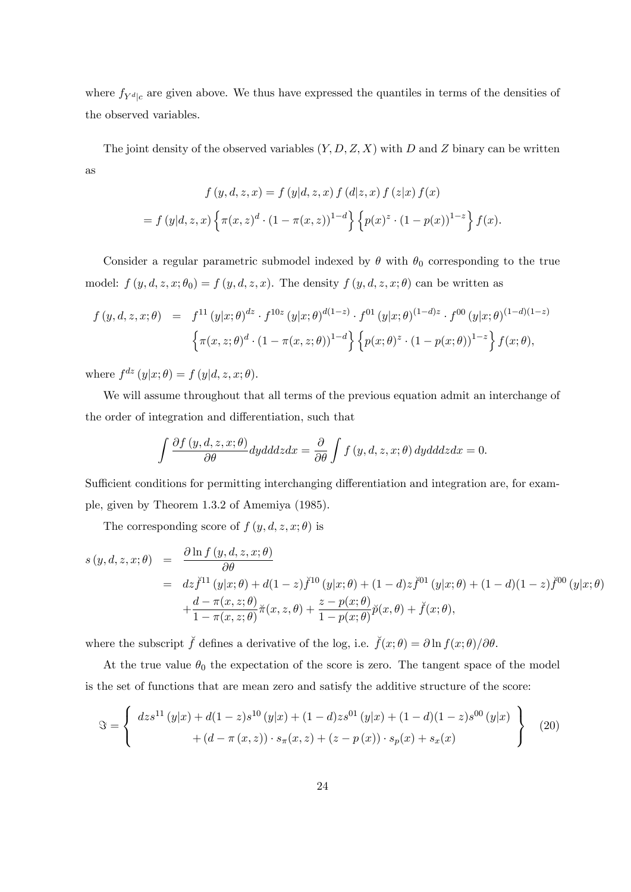where $f_{Y^d|c}$ are given above. We thus have expressed the quantiles in terms of the densities of the observed variables.

The joint density of the observed variables $(Y, D, Z, X)$ with $D$ and $Z$ binary can be written as

$$f(y, d, z, x) = f(y|d, z, x) f(d|z, x) f(z|x) f(x)$$
$$= f(y|d, z, x) \left\{ \pi(x, z)^d \cdot (1 - \pi(x, z))^{1-d} \right\} \left\{ p(x)^z \cdot (1 - p(x))^{1-z} \right\} f(x).$$

Consider a regular parametric submodel indexed by $\theta$ with $\theta_0$ corresponding to the true model: $f(y, d, z, x; \theta_0) = f(y, d, z, x)$. The density $f(y, d, z, x; \theta)$ can be written as

$$\begin{aligned} f(y, d, z, x; \theta) &= f^{11}(y|x; \theta)^{dz} \cdot f^{10z}(y|x; \theta)^{d(1-z)} \cdot f^{01}(y|x; \theta)^{(1-d)z} \cdot f^{00}(y|x; \theta)^{(1-d)(1-z)} \\ &\quad \left\{ \pi(x, z; \theta)^d \cdot (1 - \pi(x, z; \theta))^{1-d} \right\} \left\{ p(x; \theta)^z \cdot (1 - p(x; \theta))^{1-z} \right\} f(x; \theta), \end{aligned}$$

where $f^{dz}(y|x; \theta) = f(y|d, z, x; \theta)$.

We will assume throughout that all terms of the previous equation admit an interchange of the order of integration and differentiation, such that

$$\int \frac{\partial f(y, d, z, x; \theta)}{\partial \theta} dy dd dz dx = \frac{\partial}{\partial \theta} \int f(y, d, z, x; \theta) dy dd dz dx = 0.$$

Sufficient conditions for permitting interchanging differentiation and integration are, for example, given by Theorem 1.3.2 of Amemiya (1985).

The corresponding score of $f(y, d, z, x; \theta)$ is

$$\begin{aligned} s(y, d, z, x; \theta) &= \frac{\partial \ln f(y, d, z, x; \theta)}{\partial \theta} \\ &= dz \breve{f}^{11}(y|x; \theta) + d(1-z) \breve{f}^{10}(y|x; \theta) + (1-d)z \breve{f}^{01}(y|x; \theta) + (1-d)(1-z) \breve{f}^{00}(y|x; \theta) \\ &\quad + \frac{d - \pi(x, z; \theta)}{1 - \pi(x, z; \theta)} \breve{\pi}(x, z, \theta) + \frac{z - p(x; \theta)}{1 - p(x; \theta)} \breve{p}(x, \theta) + \breve{f}(x; \theta), \end{aligned}$$

where the subscript $\breve{f}$ defines a derivative of the log, i.e. $\breve{f}(x; \theta) = \partial \ln f(x; \theta) / \partial \theta$.

At the true value $\theta_0$ the expectation of the score is zero. The tangent space of the model is the set of functions that are mean zero and satisfy the additive structure of the score:

$$\Im = \left\{ \begin{array}{c} dz s^{11}(y|x) + d(1-z) s^{10}(y|x) + (1-d)z s^{01}(y|x) + (1-d)(1-z) s^{00}(y|x) \\ + (d - \pi(x, z)) \cdot s_\pi(x, z) + (z - p(x)) \cdot s_p(x) + s_x(x) \end{array} \right\} \quad (20)$$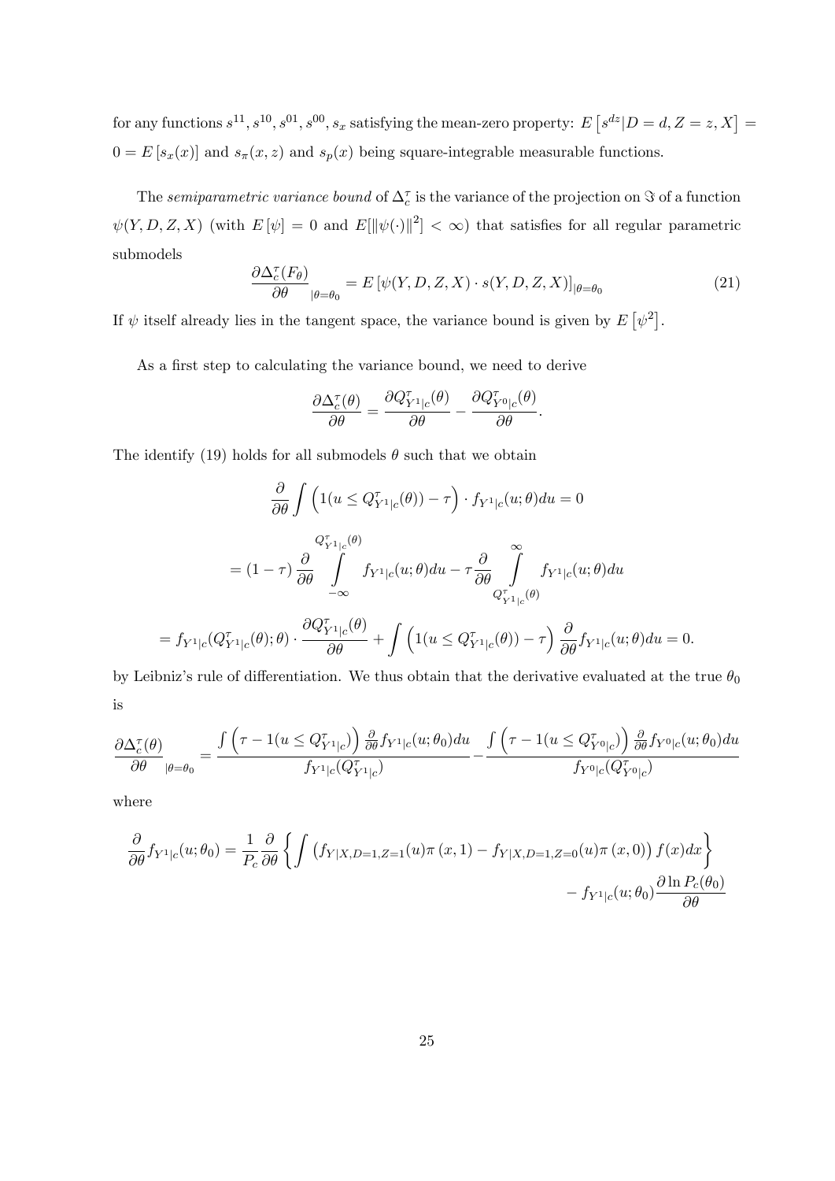for any functions $s^{11}, s^{10}, s^{01}, s^{00}, s_x$ satisfying the mean-zero property: $E\left[s^{dz}|D=d, Z=z, X\right] = 0 = E\left[s_x(x)\right]$ and $s_\pi(x,z)$ and $s_p(x)$ being square-integrable measurable functions.

The *semiparametric variance bound* of $\Delta_c^\tau$ is the variance of the projection on $\Im$ of a function $\psi(Y, D, Z, X)$ (with $E[\psi] = 0$ and $E[\|\psi(\cdot)\|^2] < \infty$) that satisfies for all regular parametric submodels

$$\frac{\partial \Delta_c^\tau(F_\theta)}{\partial \theta}_{|\theta=\theta_0} = E\left[\psi(Y, D, Z, X) \cdot s(Y, D, Z, X)\right]_{|\theta=\theta_0} \tag{21}$$

If $\psi$ itself already lies in the tangent space, the variance bound is given by $E\left[\psi^2\right]$.

As a first step to calculating the variance bound, we need to derive

$$\frac{\partial \Delta_c^\tau(\theta)}{\partial \theta} = \frac{\partial Q_{Y^1|c}^\tau(\theta)}{\partial \theta} - \frac{\partial Q_{Y^0|c}^\tau(\theta)}{\partial \theta}.$$

The identify (19) holds for all submodels $\theta$ such that we obtain

$$\frac{\partial}{\partial \theta} \int \left(1(u \leq Q_{Y^1|c}^\tau(\theta)) - \tau\right) \cdot f_{Y^1|c}(u;\theta) du = 0$$

$$= (1-\tau) \frac{\partial}{\partial \theta} \int\limits_{-\infty}^{Q_{Y^1|c}^\tau(\theta)} f_{Y^1|c}(u;\theta) du - \tau \frac{\partial}{\partial \theta} \int\limits_{Q_{Y^1|c}^\tau(\theta)}^{\infty} f_{Y^1|c}(u;\theta) du$$

$$= f_{Y^1|c}(Q_{Y^1|c}^\tau(\theta);\theta) \cdot \frac{\partial Q_{Y^1|c}^\tau(\theta)}{\partial \theta} + \int \left(1(u \leq Q_{Y^1|c}^\tau(\theta)) - \tau\right) \frac{\partial}{\partial \theta} f_{Y^1|c}(u;\theta) du = 0.$$

by Leibniz's rule of differentiation. We thus obtain that the derivative evaluated at the true $\theta_0$ is

$$\frac{\partial \Delta_c^\tau(\theta)}{\partial \theta}_{|\theta=\theta_0} = \frac{\int \left(\tau - 1(u \leq Q_{Y^1|c}^\tau)\right) \frac{\partial}{\partial \theta} f_{Y^1|c}(u;\theta_0) du}{f_{Y^1|c}(Q_{Y^1|c}^\tau)} - \frac{\int \left(\tau - 1(u \leq Q_{Y^0|c}^\tau)\right) \frac{\partial}{\partial \theta} f_{Y^0|c}(u;\theta_0) du}{f_{Y^0|c}(Q_{Y^0|c}^\tau)}$$

where

$$\frac{\partial}{\partial \theta} f_{Y^1|c}(u;\theta_0) = \frac{1}{P_c} \frac{\partial}{\partial \theta} \left\{ \int \left(f_{Y|X,D=1,Z=1}(u) \pi(x,1) - f_{Y|X,D=1,Z=0}(u) \pi(x,0)\right) f(x) dx \right\} - f_{Y^1|c}(u;\theta_0) \frac{\partial \ln P_c(\theta_0)}{\partial \theta}$$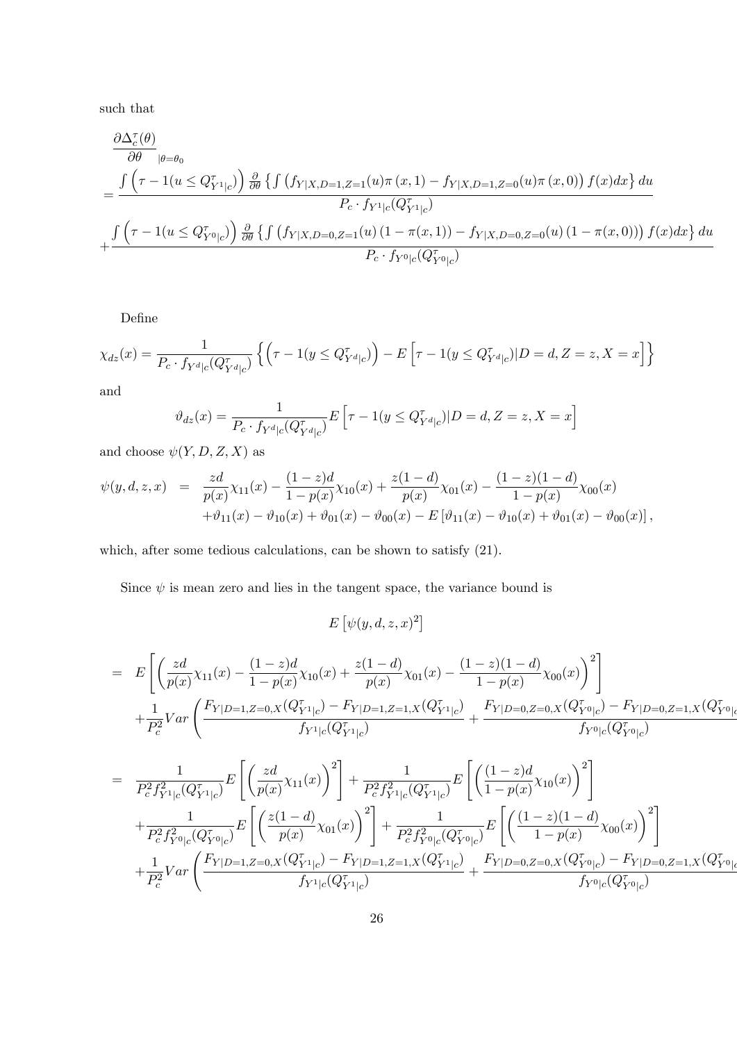such that

$$
\begin{aligned}
&\frac{\partial \Delta_c^\tau(\theta)}{\partial \theta}_{|\theta=\theta_0} \\
&= \frac{\int \left(\tau - 1(u \le Q^\tau_{Y^1|c})\right) \frac{\partial}{\partial \theta}\left\{\int \left(f_{Y|X,D=1,Z=1}(u)\pi(x,1) - f_{Y|X,D=1,Z=0}(u)\pi(x,0)\right) f(x)dx\right\} du}{P_c \cdot f_{Y^1|c}(Q^\tau_{Y^1|c})} \\
&+ \frac{\int \left(\tau - 1(u \le Q^\tau_{Y^0|c})\right) \frac{\partial}{\partial \theta}\left\{\int \left(f_{Y|X,D=0,Z=1}(u)\left(1-\pi(x,1)\right) - f_{Y|X,D=0,Z=0}(u)\left(1-\pi(x,0)\right)\right) f(x)dx\right\} du}{P_c \cdot f_{Y^0|c}(Q^\tau_{Y^0|c})}
\end{aligned}
$$

Define

$$
\chi_{dz}(x) = \frac{1}{P_c \cdot f_{Y^d|c}(Q^\tau_{Y^d|c})}\left\{\left(\tau - 1(y \le Q^\tau_{Y^d|c})\right) - E\left[\tau - 1(y \le Q^\tau_{Y^d|c}) | D=d, Z=z, X=x\right]\right\}
$$

and

$$
\vartheta_{dz}(x) = \frac{1}{P_c \cdot f_{Y^d|c}(Q^\tau_{Y^d|c})} E\left[\tau - 1(y \le Q^\tau_{Y^d|c}) | D=d, Z=z, X=x\right]
$$

and choose $\psi(Y, D, Z, X)$ as

$$
\begin{aligned}
\psi(y,d,z,x) &= \frac{zd}{p(x)}\chi_{11}(x) - \frac{(1-z)d}{1-p(x)}\chi_{10}(x) + \frac{z(1-d)}{p(x)}\chi_{01}(x) - \frac{(1-z)(1-d)}{1-p(x)}\chi_{00}(x) \\
&\quad + \vartheta_{11}(x) - \vartheta_{10}(x) + \vartheta_{01}(x) - \vartheta_{00}(x) - E\left[\vartheta_{11}(x) - \vartheta_{10}(x) + \vartheta_{01}(x) - \vartheta_{00}(x)\right],
\end{aligned}
$$

which, after some tedious calculations, can be shown to satisfy (21).

Since $\psi$ is mean zero and lies in the tangent space, the variance bound is

$$
E\left[\psi(y,d,z,x)^2\right]
$$

$$
\begin{aligned}
&= E\left[\left(\frac{zd}{p(x)}\chi_{11}(x) - \frac{(1-z)d}{1-p(x)}\chi_{10}(x) + \frac{z(1-d)}{p(x)}\chi_{01}(x) - \frac{(1-z)(1-d)}{1-p(x)}\chi_{00}(x)\right)^2\right] \\
&\quad + \frac{1}{P_c^2} Var\left(\frac{F_{Y|D=1,Z=0,X}(Q^\tau_{Y^1|c}) - F_{Y|D=1,Z=1,X}(Q^\tau_{Y^1|c})}{f_{Y^1|c}(Q^\tau_{Y^1|c})} + \frac{F_{Y|D=0,Z=0,X}(Q^\tau_{Y^0|c}) - F_{Y|D=0,Z=1,X}(Q^\tau_{Y^0|c})}{f_{Y^0|c}(Q^\tau_{Y^0|c})}\right)
\end{aligned}
$$

$$
\begin{aligned}
&= \frac{1}{P_c^2 f^2_{Y^1|c}(Q^\tau_{Y^1|c})} E\left[\left(\frac{zd}{p(x)}\chi_{11}(x)\right)^2\right] + \frac{1}{P_c^2 f^2_{Y^1|c}(Q^\tau_{Y^1|c})} E\left[\left(\frac{(1-z)d}{1-p(x)}\chi_{10}(x)\right)^2\right] \\
&\quad + \frac{1}{P_c^2 f^2_{Y^0|c}(Q^\tau_{Y^0|c})} E\left[\left(\frac{z(1-d)}{p(x)}\chi_{01}(x)\right)^2\right] + \frac{1}{P_c^2 f^2_{Y^0|c}(Q^\tau_{Y^0|c})} E\left[\left(\frac{(1-z)(1-d)}{1-p(x)}\chi_{00}(x)\right)^2\right] \\
&\quad + \frac{1}{P_c^2} Var\left(\frac{F_{Y|D=1,Z=0,X}(Q^\tau_{Y^1|c}) - F_{Y|D=1,Z=1,X}(Q^\tau_{Y^1|c})}{f_{Y^1|c}(Q^\tau_{Y^1|c})} + \frac{F_{Y|D=0,Z=0,X}(Q^\tau_{Y^0|c}) - F_{Y|D=0,Z=1,X}(Q^\tau_{Y^0|c})}{f_{Y^0|c}(Q^\tau_{Y^0|c})}\right)
\end{aligned}
$$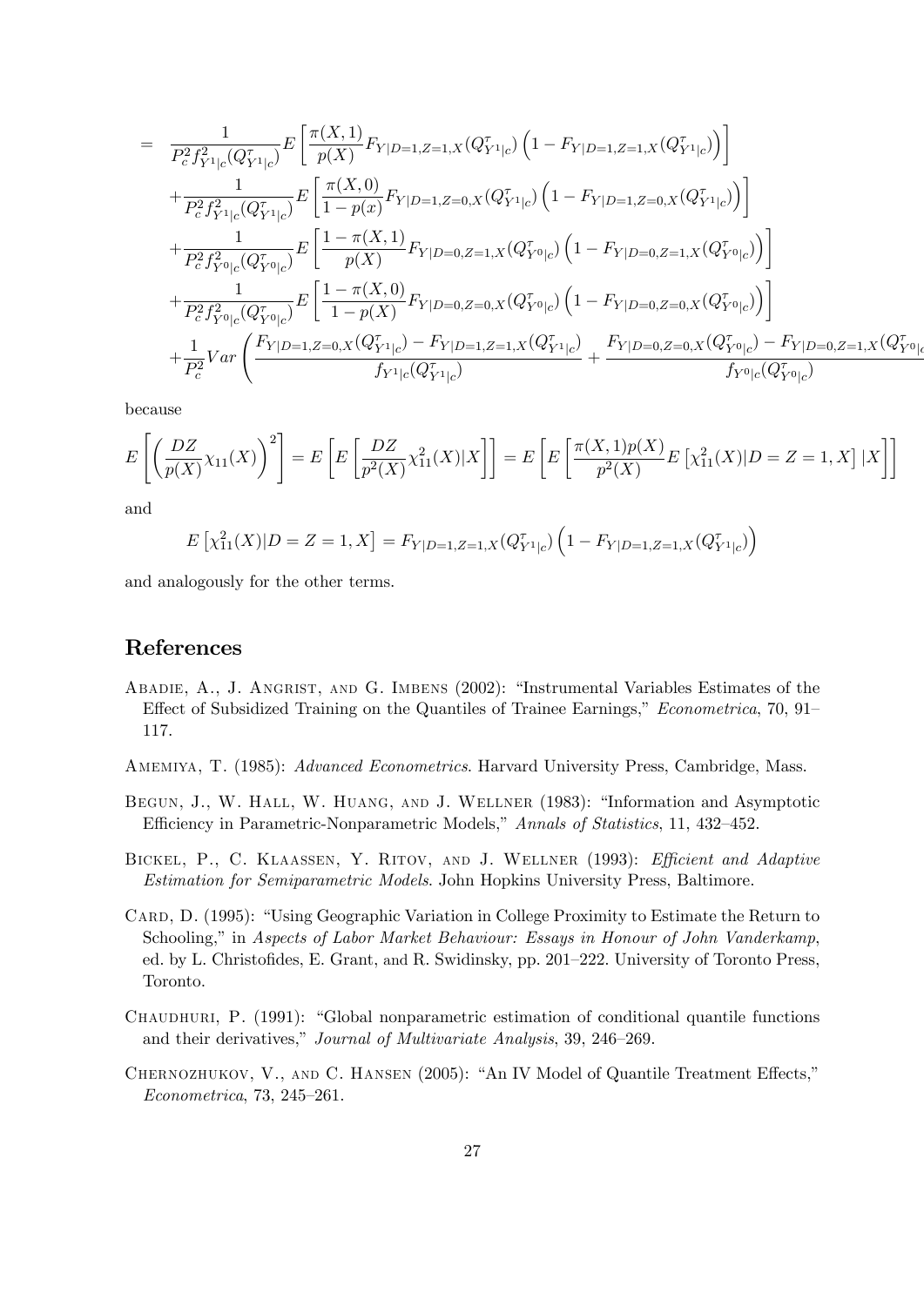$$
\begin{aligned}
= \; & \frac{1}{P_c^2 f_{Y^1|c}^2(Q_{Y^1|c}^\tau)} E\left[\frac{\pi(X,1)}{p(X)} F_{Y|D=1,Z=1,X}(Q_{Y^1|c}^\tau)\left(1 - F_{Y|D=1,Z=1,X}(Q_{Y^1|c}^\tau)\right)\right] \\
& + \frac{1}{P_c^2 f_{Y^1|c}^2(Q_{Y^1|c}^\tau)} E\left[\frac{\pi(X,0)}{1-p(x)} F_{Y|D=1,Z=0,X}(Q_{Y^1|c}^\tau)\left(1 - F_{Y|D=1,Z=0,X}(Q_{Y^1|c}^\tau)\right)\right] \\
& + \frac{1}{P_c^2 f_{Y^0|c}^2(Q_{Y^0|c}^\tau)} E\left[\frac{1-\pi(X,1)}{p(X)} F_{Y|D=0,Z=1,X}(Q_{Y^0|c}^\tau)\left(1 - F_{Y|D=0,Z=1,X}(Q_{Y^0|c}^\tau)\right)\right] \\
& + \frac{1}{P_c^2 f_{Y^0|c}^2(Q_{Y^0|c}^\tau)} E\left[\frac{1-\pi(X,0)}{1-p(X)} F_{Y|D=0,Z=0,X}(Q_{Y^0|c}^\tau)\left(1 - F_{Y|D=0,Z=0,X}(Q_{Y^0|c}^\tau)\right)\right] \\
& + \frac{1}{P_c^2} Var\left(\frac{F_{Y|D=1,Z=0,X}(Q_{Y^1|c}^\tau) - F_{Y|D=1,Z=1,X}(Q_{Y^1|c}^\tau)}{f_{Y^1|c}(Q_{Y^1|c}^\tau)} + \frac{F_{Y|D=0,Z=0,X}(Q_{Y^0|c}^\tau) - F_{Y|D=0,Z=1,X}(Q_{Y^0|c}^\tau)}{f_{Y^0|c}(Q_{Y^0|c}^\tau)}\right)
\end{aligned}
$$

because

$$
E\left[\left(\frac{DZ}{p(X)}\chi_{11}(X)\right)^2\right] = E\left[E\left[\frac{DZ}{p^2(X)}\chi_{11}^2(X)|X\right]\right] = E\left[E\left[\frac{\pi(X,1)p(X)}{p^2(X)} E\left[\chi_{11}^2(X)|D = Z = 1, X\right]|X\right]\right]
$$

and

$$
E\left[\chi_{11}^2(X)|D = Z = 1, X\right] = F_{Y|D=1,Z=1,X}(Q_{Y^1|c}^\tau)\left(1 - F_{Y|D=1,Z=1,X}(Q_{Y^1|c}^\tau)\right)
$$

and analogously for the other terms.

# References

Abadie, A., J. Angrist, and G. Imbens (2002): "Instrumental Variables Estimates of the Effect of Subsidized Training on the Quantiles of Trainee Earnings," *Econometrica*, 70, 91–117.

Amemiya, T. (1985): *Advanced Econometrics*. Harvard University Press, Cambridge, Mass.

Begun, J., W. Hall, W. Huang, and J. Wellner (1983): "Information and Asymptotic Efficiency in Parametric-Nonparametric Models," *Annals of Statistics*, 11, 432–452.

Bickel, P., C. Klaassen, Y. Ritov, and J. Wellner (1993): *Efficient and Adaptive Estimation for Semiparametric Models*. John Hopkins University Press, Baltimore.

Card, D. (1995): "Using Geographic Variation in College Proximity to Estimate the Return to Schooling," in *Aspects of Labor Market Behaviour: Essays in Honour of John Vanderkamp*, ed. by L. Christofides, E. Grant, and R. Swidinsky, pp. 201–222. University of Toronto Press, Toronto.

Chaudhuri, P. (1991): "Global nonparametric estimation of conditional quantile functions and their derivatives," *Journal of Multivariate Analysis*, 39, 246–269.

Chernozhukov, V., and C. Hansen (2005): "An IV Model of Quantile Treatment Effects," *Econometrica*, 73, 245–261.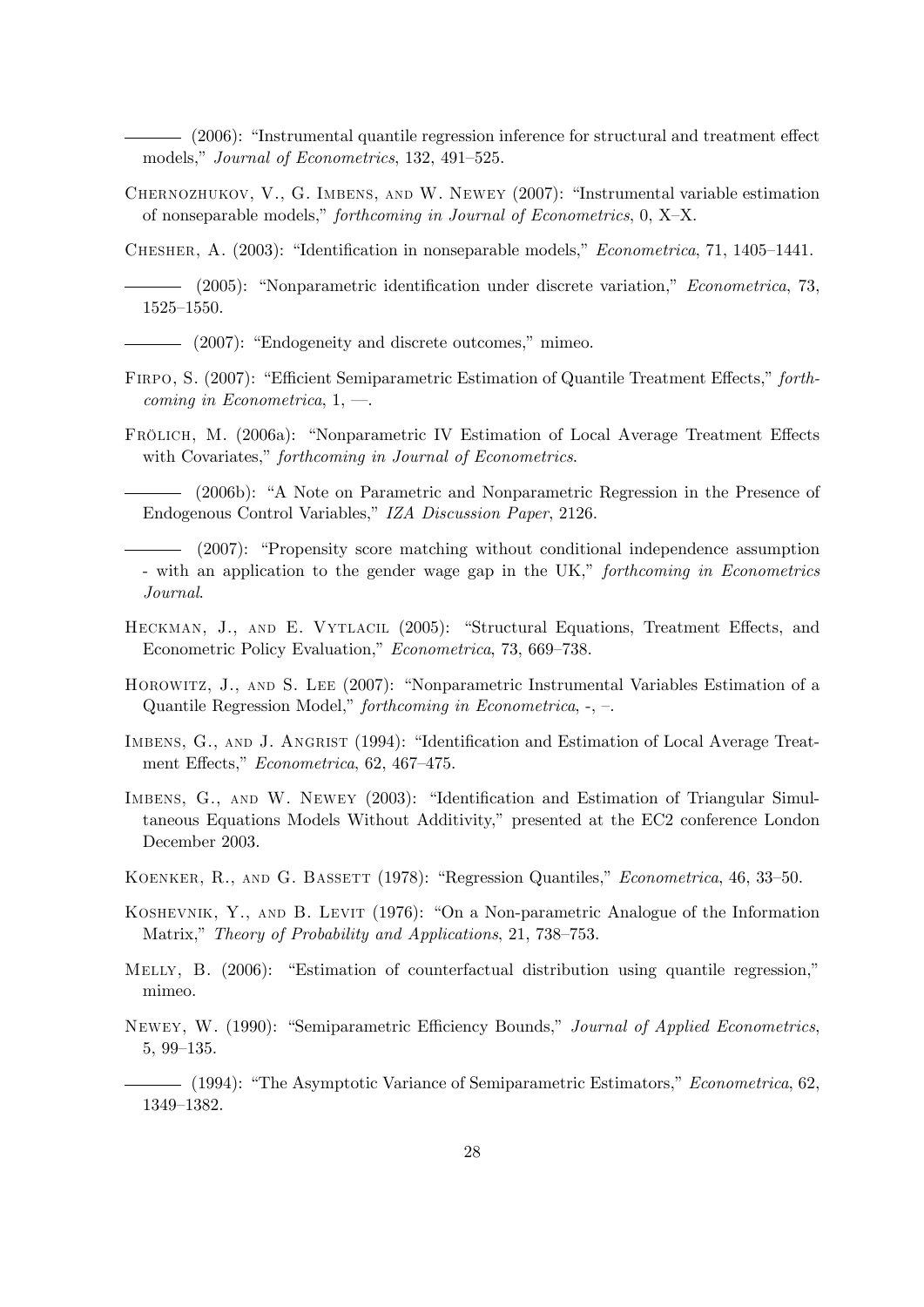——— (2006): "Instrumental quantile regression inference for structural and treatment effect models," *Journal of Econometrics*, 132, 491–525.

Chernozhukov, V., G. Imbens, and W. Newey (2007): "Instrumental variable estimation of nonseparable models," *forthcoming in Journal of Econometrics*, 0, X–X.

Chesher, A. (2003): "Identification in nonseparable models," *Econometrica*, 71, 1405–1441.

——— (2005): "Nonparametric identification under discrete variation," *Econometrica*, 73, 1525–1550.

——— (2007): "Endogeneity and discrete outcomes," mimeo.

Firpo, S. (2007): "Efficient Semiparametric Estimation of Quantile Treatment Effects," *forthcoming in Econometrica*, 1, —.

Frölich, M. (2006a): "Nonparametric IV Estimation of Local Average Treatment Effects with Covariates," *forthcoming in Journal of Econometrics*.

——— (2006b): "A Note on Parametric and Nonparametric Regression in the Presence of Endogenous Control Variables," *IZA Discussion Paper*, 2126.

——— (2007): "Propensity score matching without conditional independence assumption - with an application to the gender wage gap in the UK," *forthcoming in Econometrics Journal*.

Heckman, J., and E. Vytlacil (2005): "Structural Equations, Treatment Effects, and Econometric Policy Evaluation," *Econometrica*, 73, 669–738.

Horowitz, J., and S. Lee (2007): "Nonparametric Instrumental Variables Estimation of a Quantile Regression Model," *forthcoming in Econometrica*, -, –.

Imbens, G., and J. Angrist (1994): "Identification and Estimation of Local Average Treatment Effects," *Econometrica*, 62, 467–475.

Imbens, G., and W. Newey (2003): "Identification and Estimation of Triangular Simultaneous Equations Models Without Additivity," presented at the EC2 conference London December 2003.

Koenker, R., and G. Bassett (1978): "Regression Quantiles," *Econometrica*, 46, 33–50.

Koshevnik, Y., and B. Levit (1976): "On a Non-parametric Analogue of the Information Matrix," *Theory of Probability and Applications*, 21, 738–753.

Melly, B. (2006): "Estimation of counterfactual distribution using quantile regression," mimeo.

Newey, W. (1990): "Semiparametric Efficiency Bounds," *Journal of Applied Econometrics*, 5, 99–135.

——— (1994): "The Asymptotic Variance of Semiparametric Estimators," *Econometrica*, 62, 1349–1382.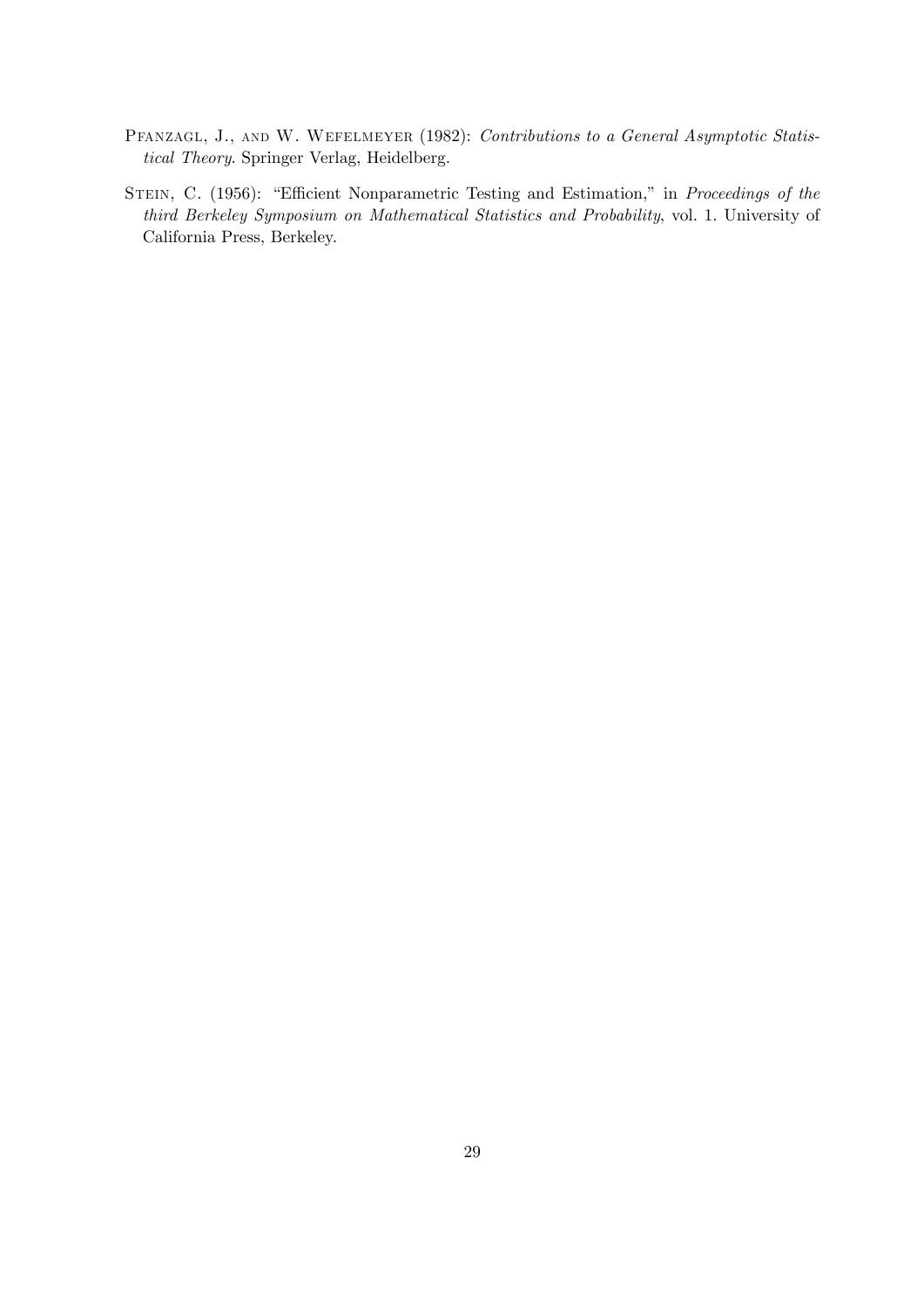Pfanzagl, J., and W. Wefelmeyer (1982): *Contributions to a General Asymptotic Statistical Theory*. Springer Verlag, Heidelberg.

Stein, C. (1956): "Efficient Nonparametric Testing and Estimation," in *Proceedings of the third Berkeley Symposium on Mathematical Statistics and Probability*, vol. 1. University of California Press, Berkeley.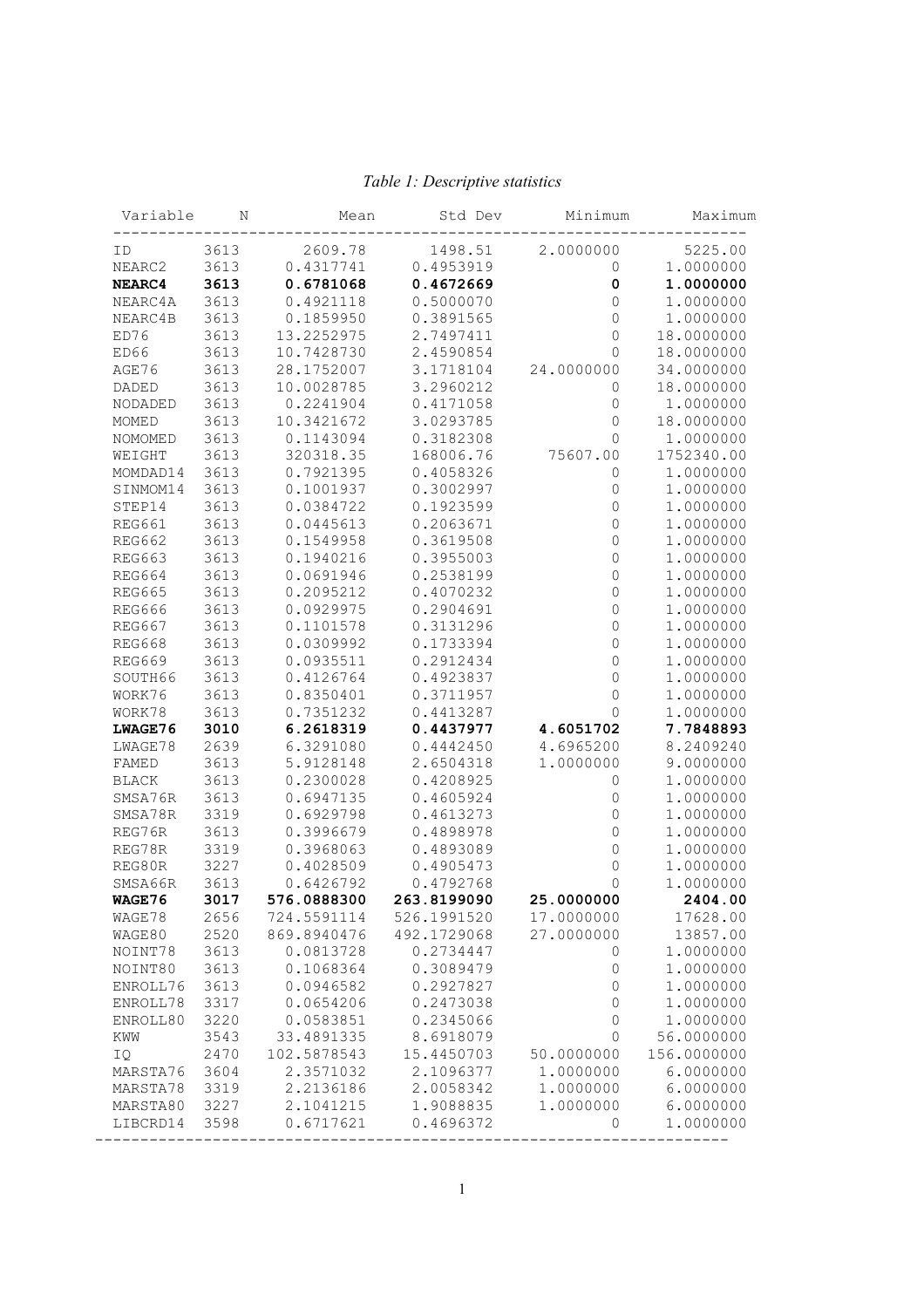*Table 1: Descriptive statistics*

| Variable | N | Mean | Std Dev | Minimum | Maximum |
|---|---|---|---|---|---|
| ID | 3613 | 2609.78 | 1498.51 | 2.0000000 | 5225.00 |
| NEARC2 | 3613 | 0.4317741 | 0.4953919 | 0 | 1.0000000 |
| **NEARC4** | **3613** | **0.6781068** | **0.4672669** | **0** | **1.0000000** |
| NEARC4A | 3613 | 0.4921118 | 0.5000070 | 0 | 1.0000000 |
| NEARC4B | 3613 | 0.1859950 | 0.3891565 | 0 | 1.0000000 |
| ED76 | 3613 | 13.2252975 | 2.7497411 | 0 | 18.0000000 |
| ED66 | 3613 | 10.7428730 | 2.4590854 | 0 | 18.0000000 |
| AGE76 | 3613 | 28.1752007 | 3.1718104 | 24.0000000 | 34.0000000 |
| DADED | 3613 | 10.0028785 | 3.2960212 | 0 | 18.0000000 |
| NODADED | 3613 | 0.2241904 | 0.4171058 | 0 | 1.0000000 |
| MOMED | 3613 | 10.3421672 | 3.0293785 | 0 | 18.0000000 |
| NOMOMED | 3613 | 0.1143094 | 0.3182308 | 0 | 1.0000000 |
| WEIGHT | 3613 | 320318.35 | 168006.76 | 75607.00 | 1752340.00 |
| MOMDAD14 | 3613 | 0.7921395 | 0.4058326 | 0 | 1.0000000 |
| SINMOM14 | 3613 | 0.1001937 | 0.3002997 | 0 | 1.0000000 |
| STEP14 | 3613 | 0.0384722 | 0.1923599 | 0 | 1.0000000 |
| REG661 | 3613 | 0.0445613 | 0.2063671 | 0 | 1.0000000 |
| REG662 | 3613 | 0.1549958 | 0.3619508 | 0 | 1.0000000 |
| REG663 | 3613 | 0.1940216 | 0.3955003 | 0 | 1.0000000 |
| REG664 | 3613 | 0.0691946 | 0.2538199 | 0 | 1.0000000 |
| REG665 | 3613 | 0.2095212 | 0.4070232 | 0 | 1.0000000 |
| REG666 | 3613 | 0.0929975 | 0.2904691 | 0 | 1.0000000 |
| REG667 | 3613 | 0.1101578 | 0.3131296 | 0 | 1.0000000 |
| REG668 | 3613 | 0.0309992 | 0.1733394 | 0 | 1.0000000 |
| REG669 | 3613 | 0.0935511 | 0.2912434 | 0 | 1.0000000 |
| SOUTH66 | 3613 | 0.4126764 | 0.4923837 | 0 | 1.0000000 |
| WORK76 | 3613 | 0.8350401 | 0.3711957 | 0 | 1.0000000 |
| WORK78 | 3613 | 0.7351232 | 0.4413287 | 0 | 1.0000000 |
| **LWAGE76** | **3010** | **6.2618319** | **0.4437977** | **4.6051702** | **7.7848893** |
| LWAGE78 | 2639 | 6.3291080 | 0.4442450 | 4.6965200 | 8.2409240 |
| FAMED | 3613 | 5.9128148 | 2.6504318 | 1.0000000 | 9.0000000 |
| BLACK | 3613 | 0.2300028 | 0.4208925 | 0 | 1.0000000 |
| SMSA76R | 3613 | 0.6947135 | 0.4605924 | 0 | 1.0000000 |
| SMSA78R | 3319 | 0.6929798 | 0.4613273 | 0 | 1.0000000 |
| REG76R | 3613 | 0.3996679 | 0.4898978 | 0 | 1.0000000 |
| REG78R | 3319 | 0.3968063 | 0.4893089 | 0 | 1.0000000 |
| REG80R | 3227 | 0.4028509 | 0.4905473 | 0 | 1.0000000 |
| SMSA66R | 3613 | 0.6426792 | 0.4792768 | 0 | 1.0000000 |
| **WAGE76** | **3017** | **576.0888300** | **263.8199090** | **25.0000000** | **2404.00** |
| WAGE78 | 2656 | 724.5591114 | 526.1991520 | 17.0000000 | 17628.00 |
| WAGE80 | 2520 | 869.8940476 | 492.1729068 | 27.0000000 | 13857.00 |
| NOINT78 | 3613 | 0.0813728 | 0.2734447 | 0 | 1.0000000 |
| NOINT80 | 3613 | 0.1068364 | 0.3089479 | 0 | 1.0000000 |
| ENROLL76 | 3613 | 0.0946582 | 0.2927827 | 0 | 1.0000000 |
| ENROLL78 | 3317 | 0.0654206 | 0.2473038 | 0 | 1.0000000 |
| ENROLL80 | 3220 | 0.0583851 | 0.2345066 | 0 | 1.0000000 |
| KWW | 3543 | 33.4891335 | 8.6918079 | 0 | 56.0000000 |
| IQ | 2470 | 102.5878543 | 15.4450703 | 50.0000000 | 156.0000000 |
| MARSTA76 | 3604 | 2.3571032 | 2.1096377 | 1.0000000 | 6.0000000 |
| MARSTA78 | 3319 | 2.2136186 | 2.0058342 | 1.0000000 | 6.0000000 |
| MARSTA80 | 3227 | 2.1041215 | 1.9088835 | 1.0000000 | 6.0000000 |
| LIBCRD14 | 3598 | 0.6717621 | 0.4696372 | 0 | 1.0000000 |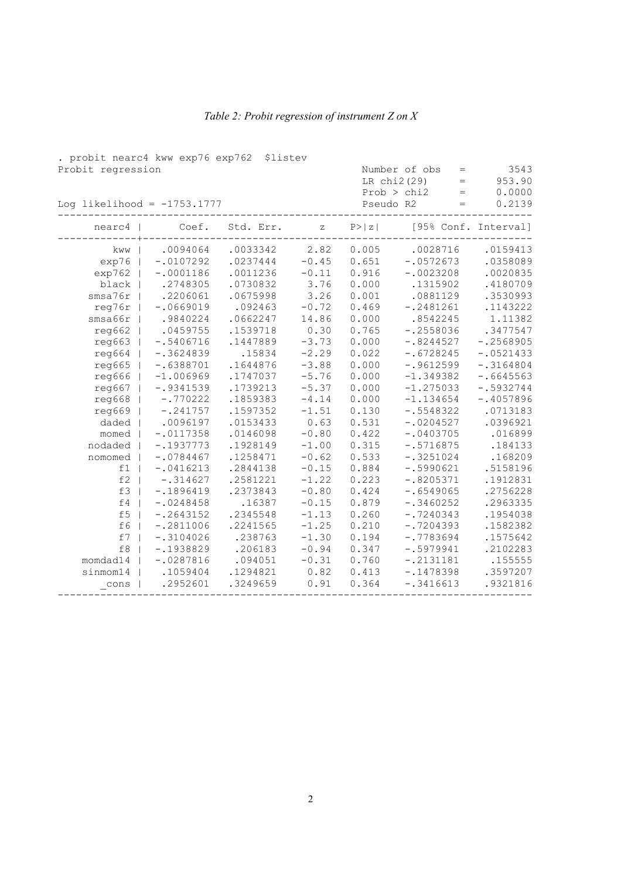*Table 2: Probit regression of instrument Z on X*

```
. probit nearc4 kww exp76 exp762  $listev
Probit regression                                 Number of obs   =       3543
                                                  LR chi2(29)     =     953.90
                                                  Prob > chi2     =     0.0000
Log likelihood = -1753.1777                       Pseudo R2       =     0.2139
```

| nearc4 | Coef. | Std. Err. | z | P>\|z\| | [95% Conf. Interval] | |
|---|---|---|---|---|---|---|
| kww | .0094064 | .0033342 | 2.82 | 0.005 | .0028716 | .0159413 |
| exp76 | -.0107292 | .0237444 | -0.45 | 0.651 | -.0572673 | .0358089 |
| exp762 | -.0001186 | .0011236 | -0.11 | 0.916 | -.0023208 | .0020835 |
| black | .2748305 | .0730832 | 3.76 | 0.000 | .1315902 | .4180709 |
| smsa76r | .2206061 | .0675998 | 3.26 | 0.001 | .0881129 | .3530993 |
| reg76r | -.0669019 | .092463 | -0.72 | 0.469 | -.2481261 | .1143222 |
| smsa66r | .9840224 | .0662247 | 14.86 | 0.000 | .8542245 | 1.11382 |
| reg662 | .0459755 | .1539718 | 0.30 | 0.765 | -.2558036 | .3477547 |
| reg663 | -.5406716 | .1447889 | -3.73 | 0.000 | -.8244527 | -.2568905 |
| reg664 | -.3624839 | .15834 | -2.29 | 0.022 | -.6728245 | -.0521433 |
| reg665 | -.6388701 | .1644876 | -3.88 | 0.000 | -.9612599 | -.3164804 |
| reg666 | -1.006969 | .1747037 | -5.76 | 0.000 | -1.349382 | -.6645563 |
| reg667 | -.9341539 | .1739213 | -5.37 | 0.000 | -1.275033 | -.5932744 |
| reg668 | -.770222 | .1859383 | -4.14 | 0.000 | -1.134654 | -.4057896 |
| reg669 | -.241757 | .1597352 | -1.51 | 0.130 | -.5548322 | .0713183 |
| daded | .0096197 | .0153433 | 0.63 | 0.531 | -.0204527 | .0396921 |
| momed | -.0117358 | .0146098 | -0.80 | 0.422 | -.0403705 | .016899 |
| nodaded | -.1937773 | .1928149 | -1.00 | 0.315 | -.5716875 | .184133 |
| nomomed | -.0784467 | .1258471 | -0.62 | 0.533 | -.3251024 | .168209 |
| f1 | -.0416213 | .2844138 | -0.15 | 0.884 | -.5990621 | .5158196 |
| f2 | -.314627 | .2581221 | -1.22 | 0.223 | -.8205371 | .1912831 |
| f3 | -.1896419 | .2373843 | -0.80 | 0.424 | -.6549065 | .2756228 |
| f4 | -.0248458 | .16387 | -0.15 | 0.879 | -.3460252 | .2963335 |
| f5 | -.2643152 | .2345548 | -1.13 | 0.260 | -.7240343 | .1954038 |
| f6 | -.2811006 | .2241565 | -1.25 | 0.210 | -.7204393 | .1582382 |
| f7 | -.3104026 | .238763 | -1.30 | 0.194 | -.7783694 | .1575642 |
| f8 | -.1938829 | .206183 | -0.94 | 0.347 | -.5979941 | .2102283 |
| momdad14 | -.0287816 | .094051 | -0.31 | 0.760 | -.2131181 | .155555 |
| sinmom14 | .1059404 | .1294821 | 0.82 | 0.413 | -.1478398 | .3597207 |
| _cons | .2952601 | .3249659 | 0.91 | 0.364 | -.3416613 | .9321816 |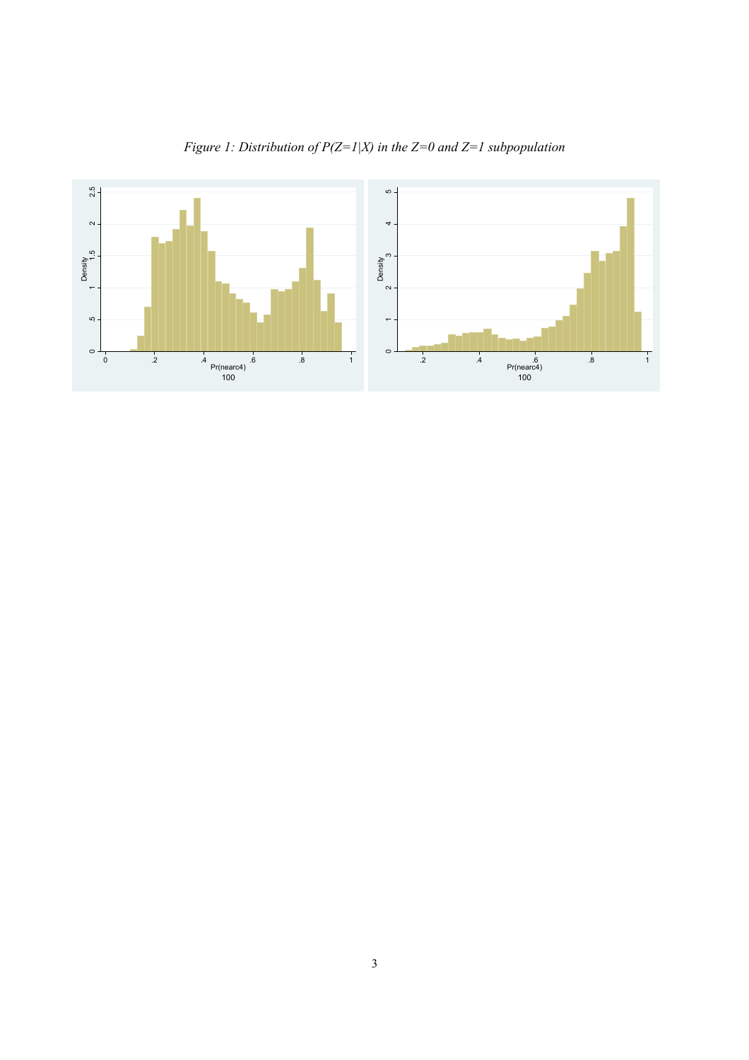*Figure 1: Distribution of P(Z=1|X) in the Z=0 and Z=1 subpopulation*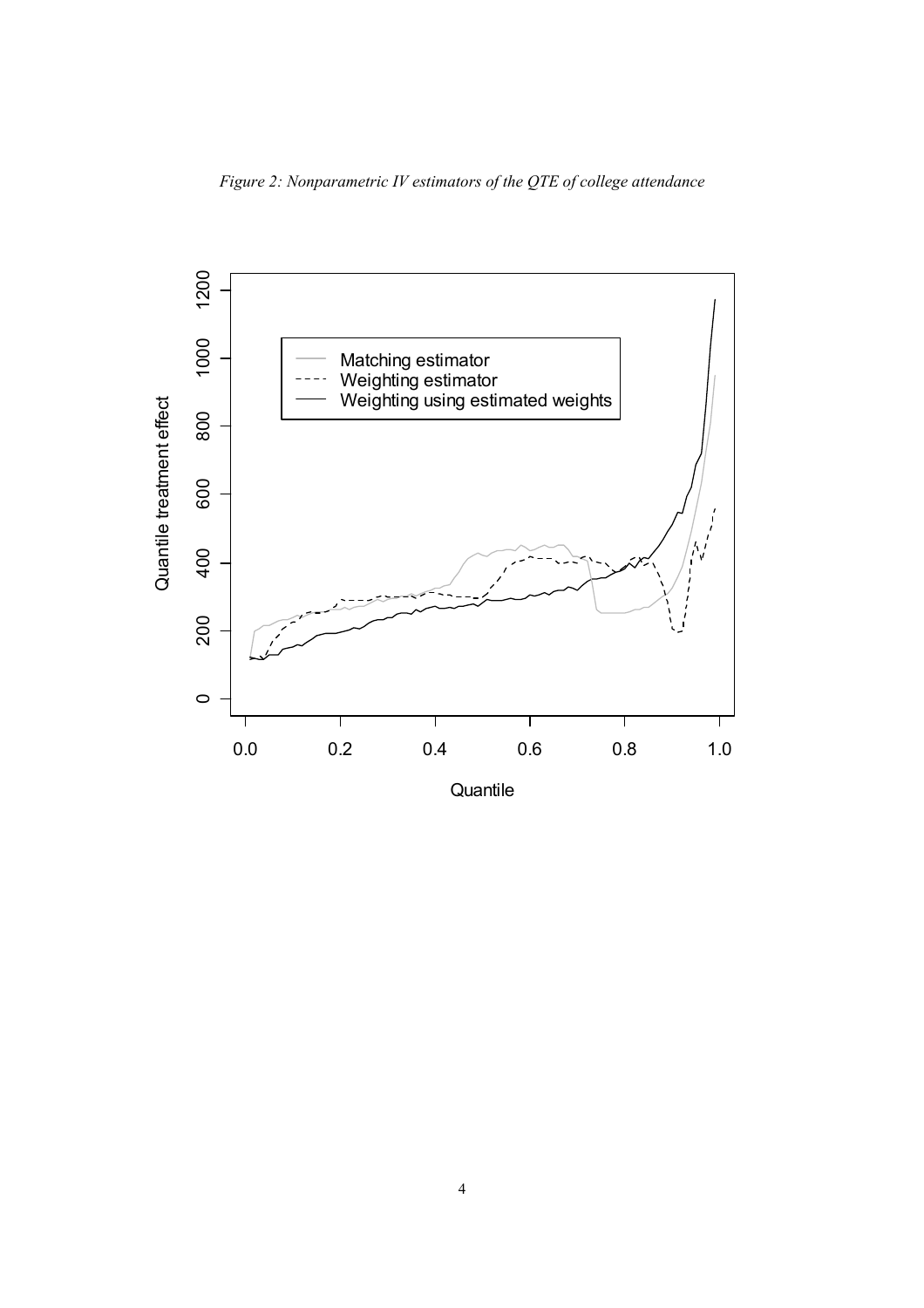*Figure 2: Nonparametric IV estimators of the QTE of college attendance*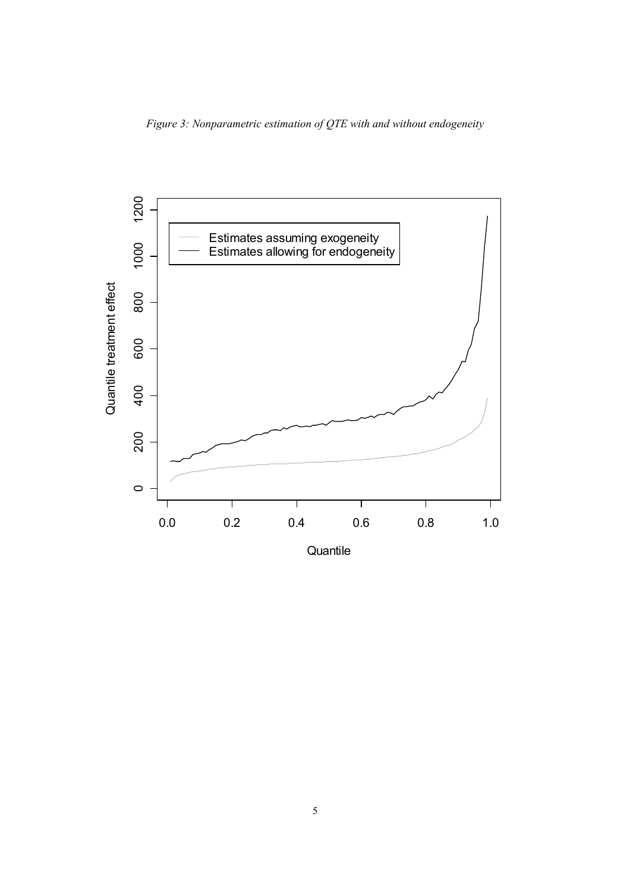*Figure 3: Nonparametric estimation of QTE with and without endogeneity*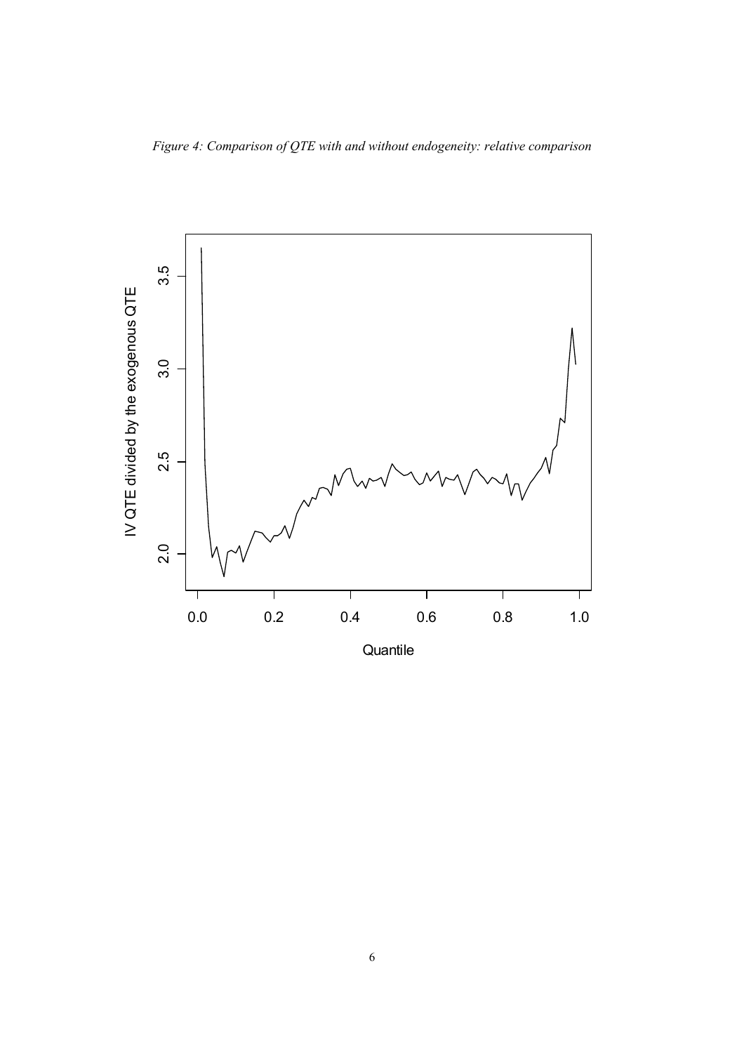*Figure 4: Comparison of QTE with and without endogeneity: relative comparison*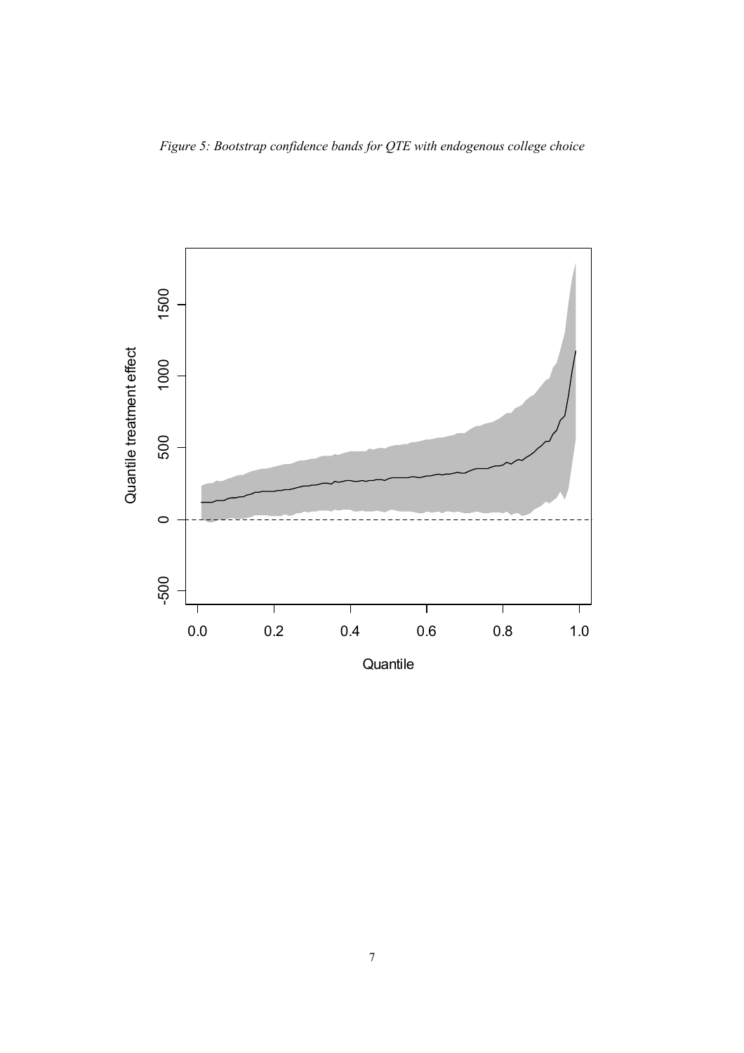*Figure 5: Bootstrap confidence bands for QTE with endogenous college choice*

Quantile treatment effect

1500

1000

500

0

-500

0.0 0.2 0.4 0.6 0.8 1.0

Quantile